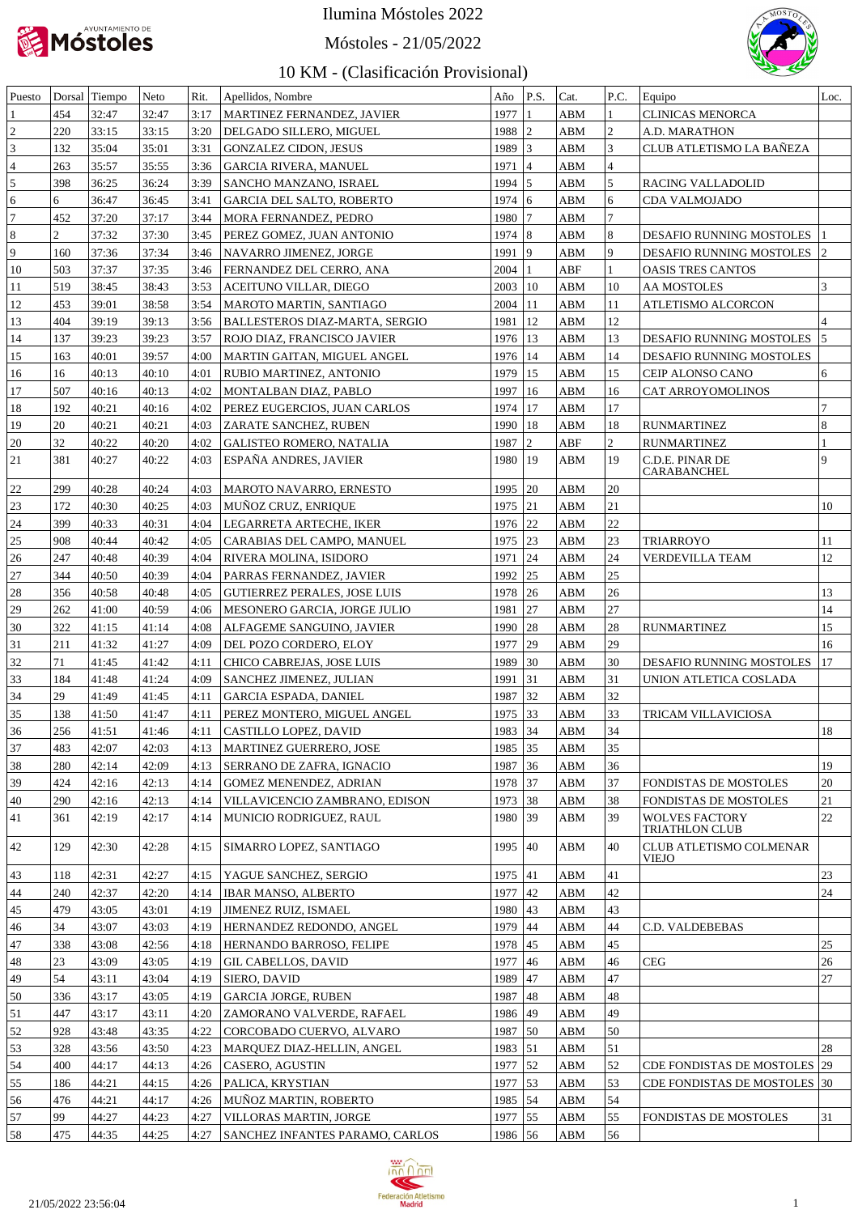# Ilumina Móstoles 2022

## Móstoles - 21/05/2022

## 10 KM - (Clasificación Provisional)

| Puesto | Dorsal | Tiempo | Neto | Rit. | Apellidos, Nombre | Año | P.S. | Cat. | P.C. | Equipo | Loc. |
|---|---|---|---|---|---|---|---|---|---|---|---|
| 1 | 454 | 32:47 | 32:47 | 3:17 | MARTINEZ FERNANDEZ, JAVIER | 1977 | 1 | ABM | 1 | CLINICAS MENORCA | |
| 2 | 220 | 33:15 | 33:15 | 3:20 | DELGADO SILLERO, MIGUEL | 1988 | 2 | ABM | 2 | A.D. MARATHON | |
| 3 | 132 | 35:04 | 35:01 | 3:31 | GONZALEZ CIDON, JESUS | 1989 | 3 | ABM | 3 | CLUB ATLETISMO LA BAÑEZA | |
| 4 | 263 | 35:57 | 35:55 | 3:36 | GARCIA RIVERA, MANUEL | 1971 | 4 | ABM | 4 | | |
| 5 | 398 | 36:25 | 36:24 | 3:39 | SANCHO MANZANO, ISRAEL | 1994 | 5 | ABM | 5 | RACING VALLADOLID | |
| 6 | 6 | 36:47 | 36:45 | 3:41 | GARCIA DEL SALTO, ROBERTO | 1974 | 6 | ABM | 6 | CDA VALMOJADO | |
| 7 | 452 | 37:20 | 37:17 | 3:44 | MORA FERNANDEZ, PEDRO | 1980 | 7 | ABM | 7 | | |
| 8 | 2 | 37:32 | 37:30 | 3:45 | PEREZ GOMEZ, JUAN ANTONIO | 1974 | 8 | ABM | 8 | DESAFIO RUNNING MOSTOLES | 1 |
| 9 | 160 | 37:36 | 37:34 | 3:46 | NAVARRO JIMENEZ, JORGE | 1991 | 9 | ABM | 9 | DESAFIO RUNNING MOSTOLES | 2 |
| 10 | 503 | 37:37 | 37:35 | 3:46 | FERNANDEZ DEL CERRO, ANA | 2004 | 1 | ABF | 1 | OASIS TRES CANTOS | |
| 11 | 519 | 38:45 | 38:43 | 3:53 | ACEITUNO VILLAR, DIEGO | 2003 | 10 | ABM | 10 | AA MOSTOLES | 3 |
| 12 | 453 | 39:01 | 38:58 | 3:54 | MAROTO MARTIN, SANTIAGO | 2004 | 11 | ABM | 11 | ATLETISMO ALCORCON | |
| 13 | 404 | 39:19 | 39:13 | 3:56 | BALLESTEROS DIAZ-MARTA, SERGIO | 1981 | 12 | ABM | 12 | | 4 |
| 14 | 137 | 39:23 | 39:23 | 3:57 | ROJO DIAZ, FRANCISCO JAVIER | 1976 | 13 | ABM | 13 | DESAFIO RUNNING MOSTOLES | 5 |
| 15 | 163 | 40:01 | 39:57 | 4:00 | MARTIN GAITAN, MIGUEL ANGEL | 1976 | 14 | ABM | 14 | DESAFIO RUNNING MOSTOLES | |
| 16 | 16 | 40:13 | 40:10 | 4:01 | RUBIO MARTINEZ, ANTONIO | 1979 | 15 | ABM | 15 | CEIP ALONSO CANO | 6 |
| 17 | 507 | 40:16 | 40:13 | 4:02 | MONTALBAN DIAZ, PABLO | 1997 | 16 | ABM | 16 | CAT ARROYOMOLINOS | |
| 18 | 192 | 40:21 | 40:16 | 4:02 | PEREZ EUGERCIOS, JUAN CARLOS | 1974 | 17 | ABM | 17 | | 7 |
| 19 | 20 | 40:21 | 40:21 | 4:03 | ZARATE SANCHEZ, RUBEN | 1990 | 18 | ABM | 18 | RUNMARTINEZ | 8 |
| 20 | 32 | 40:22 | 40:20 | 4:02 | GALISTEO ROMERO, NATALIA | 1987 | 2 | ABF | 2 | RUNMARTINEZ | 1 |
| 21 | 381 | 40:27 | 40:22 | 4:03 | ESPAÑA ANDRES, JAVIER | 1980 | 19 | ABM | 19 | C.D.E. PINAR DE CARABANCHEL | 9 |
| 22 | 299 | 40:28 | 40:24 | 4:03 | MAROTO NAVARRO, ERNESTO | 1995 | 20 | ABM | 20 | | |
| 23 | 172 | 40:30 | 40:25 | 4:03 | MUÑOZ CRUZ, ENRIQUE | 1975 | 21 | ABM | 21 | | 10 |
| 24 | 399 | 40:33 | 40:31 | 4:04 | LEGARRETA ARTECHE, IKER | 1976 | 22 | ABM | 22 | | |
| 25 | 908 | 40:44 | 40:42 | 4:05 | CARABIAS DEL CAMPO, MANUEL | 1975 | 23 | ABM | 23 | TRIARROYO | 11 |
| 26 | 247 | 40:48 | 40:39 | 4:04 | RIVERA MOLINA, ISIDORO | 1971 | 24 | ABM | 24 | VERDEVILLA TEAM | 12 |
| 27 | 344 | 40:50 | 40:39 | 4:04 | PARRAS FERNANDEZ, JAVIER | 1992 | 25 | ABM | 25 | | |
| 28 | 356 | 40:58 | 40:48 | 4:05 | GUTIERREZ PERALES, JOSE LUIS | 1978 | 26 | ABM | 26 | | 13 |
| 29 | 262 | 41:00 | 40:59 | 4:06 | MESONERO GARCIA, JORGE JULIO | 1981 | 27 | ABM | 27 | | 14 |
| 30 | 322 | 41:15 | 41:14 | 4:08 | ALFAGEME SANGUINO, JAVIER | 1990 | 28 | ABM | 28 | RUNMARTINEZ | 15 |
| 31 | 211 | 41:32 | 41:27 | 4:09 | DEL POZO CORDERO, ELOY | 1977 | 29 | ABM | 29 | | 16 |
| 32 | 71 | 41:45 | 41:42 | 4:11 | CHICO CABREJAS, JOSE LUIS | 1989 | 30 | ABM | 30 | DESAFIO RUNNING MOSTOLES | 17 |
| 33 | 184 | 41:48 | 41:24 | 4:09 | SANCHEZ JIMENEZ, JULIAN | 1991 | 31 | ABM | 31 | UNION ATLETICA COSLADA | |
| 34 | 29 | 41:49 | 41:45 | 4:11 | GARCIA ESPADA, DANIEL | 1987 | 32 | ABM | 32 | | |
| 35 | 138 | 41:50 | 41:47 | 4:11 | PEREZ MONTERO, MIGUEL ANGEL | 1975 | 33 | ABM | 33 | TRICAM VILLAVICIOSA | |
| 36 | 256 | 41:51 | 41:46 | 4:11 | CASTILLO LOPEZ, DAVID | 1983 | 34 | ABM | 34 | | 18 |
| 37 | 483 | 42:07 | 42:03 | 4:13 | MARTINEZ GUERRERO, JOSE | 1985 | 35 | ABM | 35 | | |
| 38 | 280 | 42:14 | 42:09 | 4:13 | SERRANO DE ZAFRA, IGNACIO | 1987 | 36 | ABM | 36 | | 19 |
| 39 | 424 | 42:16 | 42:13 | 4:14 | GOMEZ MENENDEZ, ADRIAN | 1978 | 37 | ABM | 37 | FONDISTAS DE MOSTOLES | 20 |
| 40 | 290 | 42:16 | 42:13 | 4:14 | VILLAVICENCIO ZAMBRANO, EDISON | 1973 | 38 | ABM | 38 | FONDISTAS DE MOSTOLES | 21 |
| 41 | 361 | 42:19 | 42:17 | 4:14 | MUNICIO RODRIGUEZ, RAUL | 1980 | 39 | ABM | 39 | WOLVES FACTORY TRIATHLON CLUB | 22 |
| 42 | 129 | 42:30 | 42:28 | 4:15 | SIMARRO LOPEZ, SANTIAGO | 1995 | 40 | ABM | 40 | CLUB ATLETISMO COLMENAR VIEJO | |
| 43 | 118 | 42:31 | 42:27 | 4:15 | YAGUE SANCHEZ, SERGIO | 1975 | 41 | ABM | 41 | | 23 |
| 44 | 240 | 42:37 | 42:20 | 4:14 | IBAR MANSO, ALBERTO | 1977 | 42 | ABM | 42 | | 24 |
| 45 | 479 | 43:05 | 43:01 | 4:19 | JIMENEZ RUIZ, ISMAEL | 1980 | 43 | ABM | 43 | | |
| 46 | 34 | 43:07 | 43:03 | 4:19 | HERNANDEZ REDONDO, ANGEL | 1979 | 44 | ABM | 44 | C.D. VALDEBEBAS | |
| 47 | 338 | 43:08 | 42:56 | 4:18 | HERNANDO BARROSO, FELIPE | 1978 | 45 | ABM | 45 | | 25 |
| 48 | 23 | 43:09 | 43:05 | 4:19 | GIL CABELLOS, DAVID | 1977 | 46 | ABM | 46 | CEG | 26 |
| 49 | 54 | 43:11 | 43:04 | 4:19 | SIERO, DAVID | 1989 | 47 | ABM | 47 | | 27 |
| 50 | 336 | 43:17 | 43:05 | 4:19 | GARCIA JORGE, RUBEN | 1987 | 48 | ABM | 48 | | |
| 51 | 447 | 43:17 | 43:11 | 4:20 | ZAMORANO VALVERDE, RAFAEL | 1986 | 49 | ABM | 49 | | |
| 52 | 928 | 43:48 | 43:35 | 4:22 | CORCOBADO CUERVO, ALVARO | 1987 | 50 | ABM | 50 | | |
| 53 | 328 | 43:56 | 43:50 | 4:23 | MARQUEZ DIAZ-HELLIN, ANGEL | 1983 | 51 | ABM | 51 | | 28 |
| 54 | 400 | 44:17 | 44:13 | 4:26 | CASERO, AGUSTIN | 1977 | 52 | ABM | 52 | CDE FONDISTAS DE MOSTOLES | 29 |
| 55 | 186 | 44:21 | 44:15 | 4:26 | PALICA, KRYSTIAN | 1977 | 53 | ABM | 53 | CDE FONDISTAS DE MOSTOLES | 30 |
| 56 | 476 | 44:21 | 44:17 | 4:26 | MUÑOZ MARTIN, ROBERTO | 1985 | 54 | ABM | 54 | | |
| 57 | 99 | 44:27 | 44:23 | 4:27 | VILLORAS MARTIN, JORGE | 1977 | 55 | ABM | 55 | FONDISTAS DE MOSTOLES | 31 |
| 58 | 475 | 44:35 | 44:25 | 4:27 | SANCHEZ INFANTES PARAMO, CARLOS | 1986 | 56 | ABM | 56 | | |

21/05/2022 23:56:04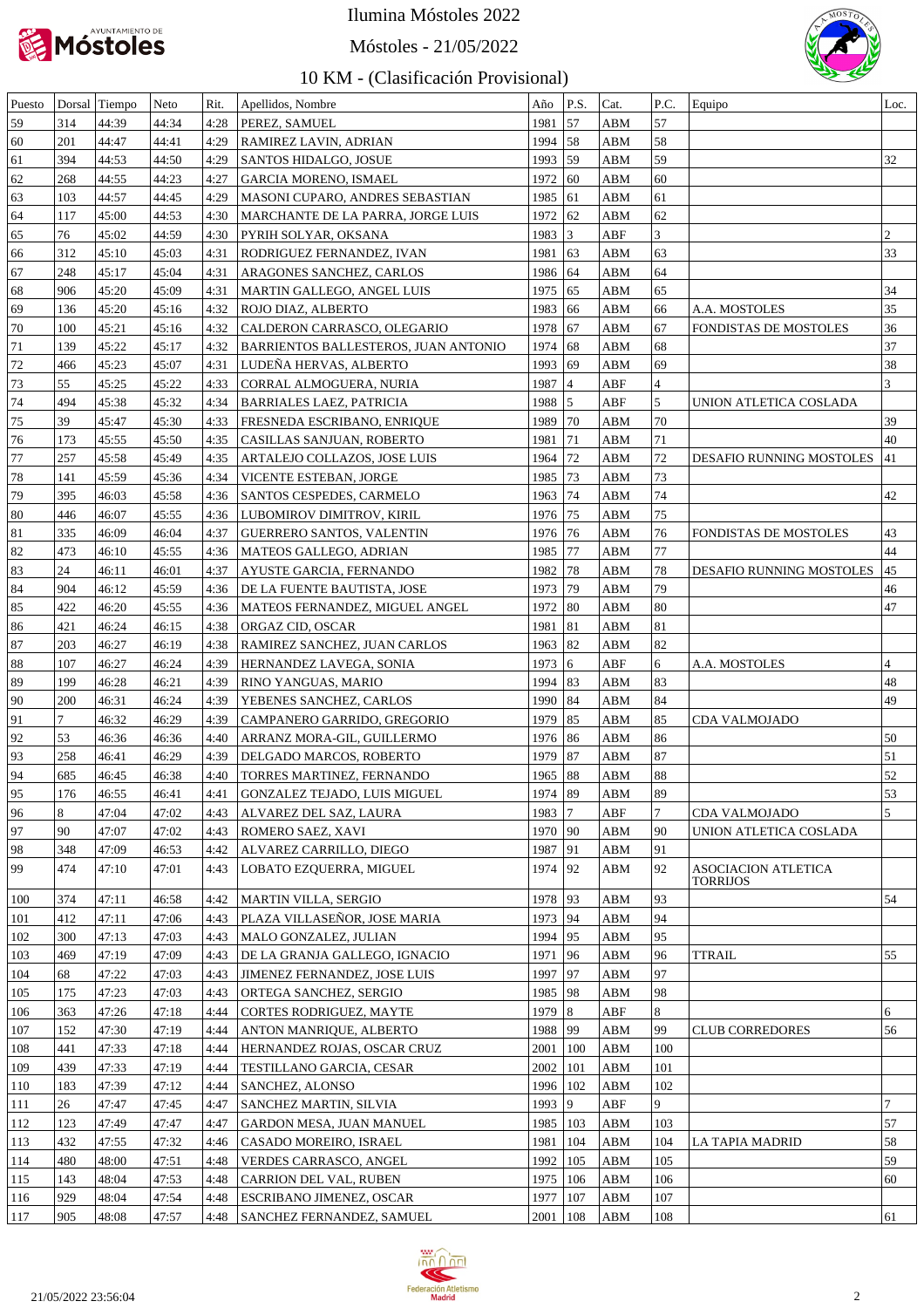# Ilumina Móstoles 2022

Móstoles - 21/05/2022

## 10 KM - (Clasificación Provisional)

| Puesto | Dorsal | Tiempo | Neto | Rit. | Apellidos, Nombre | Año | P.S. | Cat. | P.C. | Equipo | Loc. |
|---|---|---|---|---|---|---|---|---|---|---|---|
| 59 | 314 | 44:39 | 44:34 | 4:28 | PEREZ, SAMUEL | 1981 | 57 | ABM | 57 | | |
| 60 | 201 | 44:47 | 44:41 | 4:29 | RAMIREZ LAVIN, ADRIAN | 1994 | 58 | ABM | 58 | | |
| 61 | 394 | 44:53 | 44:50 | 4:29 | SANTOS HIDALGO, JOSUE | 1993 | 59 | ABM | 59 | | 32 |
| 62 | 268 | 44:55 | 44:23 | 4:27 | GARCIA MORENO, ISMAEL | 1972 | 60 | ABM | 60 | | |
| 63 | 103 | 44:57 | 44:45 | 4:29 | MASONI CUPARO, ANDRES SEBASTIAN | 1985 | 61 | ABM | 61 | | |
| 64 | 117 | 45:00 | 44:53 | 4:30 | MARCHANTE DE LA PARRA, JORGE LUIS | 1972 | 62 | ABM | 62 | | |
| 65 | 76 | 45:02 | 44:59 | 4:30 | PYRIH SOLYAR, OKSANA | 1983 | 3 | ABF | 3 | | 2 |
| 66 | 312 | 45:10 | 45:03 | 4:31 | RODRIGUEZ FERNANDEZ, IVAN | 1981 | 63 | ABM | 63 | | 33 |
| 67 | 248 | 45:17 | 45:04 | 4:31 | ARAGONES SANCHEZ, CARLOS | 1986 | 64 | ABM | 64 | | |
| 68 | 906 | 45:20 | 45:09 | 4:31 | MARTIN GALLEGO, ANGEL LUIS | 1975 | 65 | ABM | 65 | | 34 |
| 69 | 136 | 45:20 | 45:16 | 4:32 | ROJO DIAZ, ALBERTO | 1983 | 66 | ABM | 66 | A.A. MOSTOLES | 35 |
| 70 | 100 | 45:21 | 45:16 | 4:32 | CALDERON CARRASCO, OLEGARIO | 1978 | 67 | ABM | 67 | FONDISTAS DE MOSTOLES | 36 |
| 71 | 139 | 45:22 | 45:17 | 4:32 | BARRIENTOS BALLESTEROS, JUAN ANTONIO | 1974 | 68 | ABM | 68 | | 37 |
| 72 | 466 | 45:23 | 45:07 | 4:31 | LUDEÑA HERVAS, ALBERTO | 1993 | 69 | ABM | 69 | | 38 |
| 73 | 55 | 45:25 | 45:22 | 4:33 | CORRAL ALMOGUERA, NURIA | 1987 | 4 | ABF | 4 | | 3 |
| 74 | 494 | 45:38 | 45:32 | 4:34 | BARRIALES LAEZ, PATRICIA | 1988 | 5 | ABF | 5 | UNION ATLETICA COSLADA | |
| 75 | 39 | 45:47 | 45:30 | 4:33 | FRESNEDA ESCRIBANO, ENRIQUE | 1989 | 70 | ABM | 70 | | 39 |
| 76 | 173 | 45:55 | 45:50 | 4:35 | CASILLAS SANJUAN, ROBERTO | 1981 | 71 | ABM | 71 | | 40 |
| 77 | 257 | 45:58 | 45:49 | 4:35 | ARTALEJO COLLAZOS, JOSE LUIS | 1964 | 72 | ABM | 72 | DESAFIO RUNNING MOSTOLES | 41 |
| 78 | 141 | 45:59 | 45:36 | 4:34 | VICENTE ESTEBAN, JORGE | 1985 | 73 | ABM | 73 | | |
| 79 | 395 | 46:03 | 45:58 | 4:36 | SANTOS CESPEDES, CARMELO | 1963 | 74 | ABM | 74 | | 42 |
| 80 | 446 | 46:07 | 45:55 | 4:36 | LUBOMIROV DIMITROV, KIRIL | 1976 | 75 | ABM | 75 | | |
| 81 | 335 | 46:09 | 46:04 | 4:37 | GUERRERO SANTOS, VALENTIN | 1976 | 76 | ABM | 76 | FONDISTAS DE MOSTOLES | 43 |
| 82 | 473 | 46:10 | 45:55 | 4:36 | MATEOS GALLEGO, ADRIAN | 1985 | 77 | ABM | 77 | | 44 |
| 83 | 24 | 46:11 | 46:01 | 4:37 | AYUSTE GARCIA, FERNANDO | 1982 | 78 | ABM | 78 | DESAFIO RUNNING MOSTOLES | 45 |
| 84 | 904 | 46:12 | 45:59 | 4:36 | DE LA FUENTE BAUTISTA, JOSE | 1973 | 79 | ABM | 79 | | 46 |
| 85 | 422 | 46:20 | 45:55 | 4:36 | MATEOS FERNANDEZ, MIGUEL ANGEL | 1972 | 80 | ABM | 80 | | 47 |
| 86 | 421 | 46:24 | 46:15 | 4:38 | ORGAZ CID, OSCAR | 1981 | 81 | ABM | 81 | | |
| 87 | 203 | 46:27 | 46:19 | 4:38 | RAMIREZ SANCHEZ, JUAN CARLOS | 1963 | 82 | ABM | 82 | | |
| 88 | 107 | 46:27 | 46:24 | 4:39 | HERNANDEZ LAVEGA, SONIA | 1973 | 6 | ABF | 6 | A.A. MOSTOLES | 4 |
| 89 | 199 | 46:28 | 46:21 | 4:39 | RINO YANGUAS, MARIO | 1994 | 83 | ABM | 83 | | 48 |
| 90 | 200 | 46:31 | 46:24 | 4:39 | YEBENES SANCHEZ, CARLOS | 1990 | 84 | ABM | 84 | | 49 |
| 91 | 7 | 46:32 | 46:29 | 4:39 | CAMPANERO GARRIDO, GREGORIO | 1979 | 85 | ABM | 85 | CDA VALMOJADO | |
| 92 | 53 | 46:36 | 46:36 | 4:40 | ARRANZ MORA-GIL, GUILLERMO | 1976 | 86 | ABM | 86 | | 50 |
| 93 | 258 | 46:41 | 46:29 | 4:39 | DELGADO MARCOS, ROBERTO | 1979 | 87 | ABM | 87 | | 51 |
| 94 | 685 | 46:45 | 46:38 | 4:40 | TORRES MARTINEZ, FERNANDO | 1965 | 88 | ABM | 88 | | 52 |
| 95 | 176 | 46:55 | 46:41 | 4:41 | GONZALEZ TEJADO, LUIS MIGUEL | 1974 | 89 | ABM | 89 | | 53 |
| 96 | 8 | 47:04 | 47:02 | 4:43 | ALVAREZ DEL SAZ, LAURA | 1983 | 7 | ABF | 7 | CDA VALMOJADO | 5 |
| 97 | 90 | 47:07 | 47:02 | 4:43 | ROMERO SAEZ, XAVI | 1970 | 90 | ABM | 90 | UNION ATLETICA COSLADA | |
| 98 | 348 | 47:09 | 46:53 | 4:42 | ALVAREZ CARRILLO, DIEGO | 1987 | 91 | ABM | 91 | | |
| 99 | 474 | 47:10 | 47:01 | 4:43 | LOBATO EZQUERRA, MIGUEL | 1974 | 92 | ABM | 92 | ASOCIACION ATLETICA TORRIJOS | |
| 100 | 374 | 47:11 | 46:58 | 4:42 | MARTIN VILLA, SERGIO | 1978 | 93 | ABM | 93 | | 54 |
| 101 | 412 | 47:11 | 47:06 | 4:43 | PLAZA VILLASEÑOR, JOSE MARIA | 1973 | 94 | ABM | 94 | | |
| 102 | 300 | 47:13 | 47:03 | 4:43 | MALO GONZALEZ, JULIAN | 1994 | 95 | ABM | 95 | | |
| 103 | 469 | 47:19 | 47:09 | 4:43 | DE LA GRANJA GALLEGO, IGNACIO | 1971 | 96 | ABM | 96 | TTRAIL | 55 |
| 104 | 68 | 47:22 | 47:03 | 4:43 | JIMENEZ FERNANDEZ, JOSE LUIS | 1997 | 97 | ABM | 97 | | |
| 105 | 175 | 47:23 | 47:03 | 4:43 | ORTEGA SANCHEZ, SERGIO | 1985 | 98 | ABM | 98 | | |
| 106 | 363 | 47:26 | 47:18 | 4:44 | CORTES RODRIGUEZ, MAYTE | 1979 | 8 | ABF | 8 | | 6 |
| 107 | 152 | 47:30 | 47:19 | 4:44 | ANTON MANRIQUE, ALBERTO | 1988 | 99 | ABM | 99 | CLUB CORREDORES | 56 |
| 108 | 441 | 47:33 | 47:18 | 4:44 | HERNANDEZ ROJAS, OSCAR CRUZ | 2001 | 100 | ABM | 100 | | |
| 109 | 439 | 47:33 | 47:19 | 4:44 | TESTILLANO GARCIA, CESAR | 2002 | 101 | ABM | 101 | | |
| 110 | 183 | 47:39 | 47:12 | 4:44 | SANCHEZ, ALONSO | 1996 | 102 | ABM | 102 | | |
| 111 | 26 | 47:47 | 47:45 | 4:47 | SANCHEZ MARTIN, SILVIA | 1993 | 9 | ABF | 9 | | 7 |
| 112 | 123 | 47:49 | 47:47 | 4:47 | GARDON MESA, JUAN MANUEL | 1985 | 103 | ABM | 103 | | 57 |
| 113 | 432 | 47:55 | 47:32 | 4:46 | CASADO MOREIRO, ISRAEL | 1981 | 104 | ABM | 104 | LA TAPIA MADRID | 58 |
| 114 | 480 | 48:00 | 47:51 | 4:48 | VERDES CARRASCO, ANGEL | 1992 | 105 | ABM | 105 | | 59 |
| 115 | 143 | 48:04 | 47:53 | 4:48 | CARRION DEL VAL, RUBEN | 1975 | 106 | ABM | 106 | | 60 |
| 116 | 929 | 48:04 | 47:54 | 4:48 | ESCRIBANO JIMENEZ, OSCAR | 1977 | 107 | ABM | 107 | | |
| 117 | 905 | 48:08 | 47:57 | 4:48 | SANCHEZ FERNANDEZ, SAMUEL | 2001 | 108 | ABM | 108 | | 61 |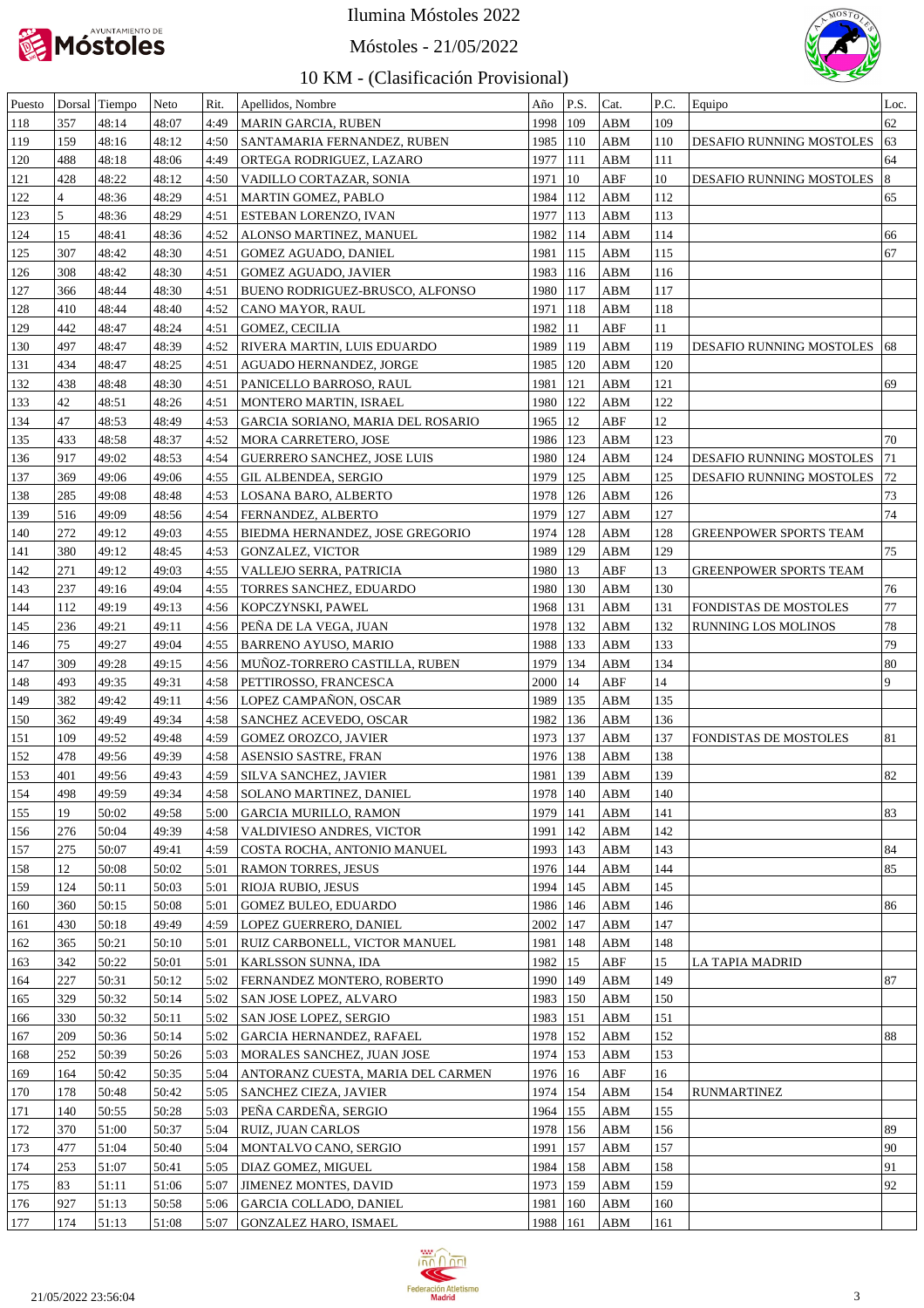# Ilumina Móstoles 2022

## Móstoles - 21/05/2022

### 10 KM - (Clasificación Provisional)

| Puesto | Dorsal | Tiempo | Neto | Rit. | Apellidos, Nombre | Año | P.S. | Cat. | P.C. | Equipo | Loc. |
|---|---|---|---|---|---|---|---|---|---|---|---|
| 118 | 357 | 48:14 | 48:07 | 4:49 | MARIN GARCIA, RUBEN | 1998 | 109 | ABM | 109 | | 62 |
| 119 | 159 | 48:16 | 48:12 | 4:50 | SANTAMARIA FERNANDEZ, RUBEN | 1985 | 110 | ABM | 110 | DESAFIO RUNNING MOSTOLES | 63 |
| 120 | 488 | 48:18 | 48:06 | 4:49 | ORTEGA RODRIGUEZ, LAZARO | 1977 | 111 | ABM | 111 | | 64 |
| 121 | 428 | 48:22 | 48:12 | 4:50 | VADILLO CORTAZAR, SONIA | 1971 | 10 | ABF | 10 | DESAFIO RUNNING MOSTOLES | 8 |
| 122 | 4 | 48:36 | 48:29 | 4:51 | MARTIN GOMEZ, PABLO | 1984 | 112 | ABM | 112 | | 65 |
| 123 | 5 | 48:36 | 48:29 | 4:51 | ESTEBAN LORENZO, IVAN | 1977 | 113 | ABM | 113 | | |
| 124 | 15 | 48:41 | 48:36 | 4:52 | ALONSO MARTINEZ, MANUEL | 1982 | 114 | ABM | 114 | | 66 |
| 125 | 307 | 48:42 | 48:30 | 4:51 | GOMEZ AGUADO, DANIEL | 1981 | 115 | ABM | 115 | | 67 |
| 126 | 308 | 48:42 | 48:30 | 4:51 | GOMEZ AGUADO, JAVIER | 1983 | 116 | ABM | 116 | | |
| 127 | 366 | 48:44 | 48:30 | 4:51 | BUENO RODRIGUEZ-BRUSCO, ALFONSO | 1980 | 117 | ABM | 117 | | |
| 128 | 410 | 48:44 | 48:40 | 4:52 | CANO MAYOR, RAUL | 1971 | 118 | ABM | 118 | | |
| 129 | 442 | 48:47 | 48:24 | 4:51 | GOMEZ, CECILIA | 1982 | 11 | ABF | 11 | | |
| 130 | 497 | 48:47 | 48:39 | 4:52 | RIVERA MARTIN, LUIS EDUARDO | 1989 | 119 | ABM | 119 | DESAFIO RUNNING MOSTOLES | 68 |
| 131 | 434 | 48:47 | 48:25 | 4:51 | AGUADO HERNANDEZ, JORGE | 1985 | 120 | ABM | 120 | | |
| 132 | 438 | 48:48 | 48:30 | 4:51 | PANICELLO BARROSO, RAUL | 1981 | 121 | ABM | 121 | | 69 |
| 133 | 42 | 48:51 | 48:26 | 4:51 | MONTERO MARTIN, ISRAEL | 1980 | 122 | ABM | 122 | | |
| 134 | 47 | 48:53 | 48:49 | 4:53 | GARCIA SORIANO, MARIA DEL ROSARIO | 1965 | 12 | ABF | 12 | | |
| 135 | 433 | 48:58 | 48:37 | 4:52 | MORA CARRETERO, JOSE | 1986 | 123 | ABM | 123 | | 70 |
| 136 | 917 | 49:02 | 48:53 | 4:54 | GUERRERO SANCHEZ, JOSE LUIS | 1980 | 124 | ABM | 124 | DESAFIO RUNNING MOSTOLES | 71 |
| 137 | 369 | 49:06 | 49:06 | 4:55 | GIL ALBENDEA, SERGIO | 1979 | 125 | ABM | 125 | DESAFIO RUNNING MOSTOLES | 72 |
| 138 | 285 | 49:08 | 48:48 | 4:53 | LOSANA BARO, ALBERTO | 1978 | 126 | ABM | 126 | | 73 |
| 139 | 516 | 49:09 | 48:56 | 4:54 | FERNANDEZ, ALBERTO | 1979 | 127 | ABM | 127 | | 74 |
| 140 | 272 | 49:12 | 49:03 | 4:55 | BIEDMA HERNANDEZ, JOSE GREGORIO | 1974 | 128 | ABM | 128 | GREENPOWER SPORTS TEAM | |
| 141 | 380 | 49:12 | 48:45 | 4:53 | GONZALEZ, VICTOR | 1989 | 129 | ABM | 129 | | 75 |
| 142 | 271 | 49:12 | 49:03 | 4:55 | VALLEJO SERRA, PATRICIA | 1980 | 13 | ABF | 13 | GREENPOWER SPORTS TEAM | |
| 143 | 237 | 49:16 | 49:04 | 4:55 | TORRES SANCHEZ, EDUARDO | 1980 | 130 | ABM | 130 | | 76 |
| 144 | 112 | 49:19 | 49:13 | 4:56 | KOPCZYNSKI, PAWEL | 1968 | 131 | ABM | 131 | FONDISTAS DE MOSTOLES | 77 |
| 145 | 236 | 49:21 | 49:11 | 4:56 | PEÑA DE LA VEGA, JUAN | 1978 | 132 | ABM | 132 | RUNNING LOS MOLINOS | 78 |
| 146 | 75 | 49:27 | 49:04 | 4:55 | BARRENO AYUSO, MARIO | 1988 | 133 | ABM | 133 | | 79 |
| 147 | 309 | 49:28 | 49:15 | 4:56 | MUÑOZ-TORRERO CASTILLA, RUBEN | 1979 | 134 | ABM | 134 | | 80 |
| 148 | 493 | 49:35 | 49:31 | 4:58 | PETTIROSSO, FRANCESCA | 2000 | 14 | ABF | 14 | | 9 |
| 149 | 382 | 49:42 | 49:11 | 4:56 | LOPEZ CAMPAÑON, OSCAR | 1989 | 135 | ABM | 135 | | |
| 150 | 362 | 49:49 | 49:34 | 4:58 | SANCHEZ ACEVEDO, OSCAR | 1982 | 136 | ABM | 136 | | |
| 151 | 109 | 49:52 | 49:48 | 4:59 | GOMEZ OROZCO, JAVIER | 1973 | 137 | ABM | 137 | FONDISTAS DE MOSTOLES | 81 |
| 152 | 478 | 49:56 | 49:39 | 4:58 | ASENSIO SASTRE, FRAN | 1976 | 138 | ABM | 138 | | |
| 153 | 401 | 49:56 | 49:43 | 4:59 | SILVA SANCHEZ, JAVIER | 1981 | 139 | ABM | 139 | | 82 |
| 154 | 498 | 49:59 | 49:34 | 4:58 | SOLANO MARTINEZ, DANIEL | 1978 | 140 | ABM | 140 | | |
| 155 | 19 | 50:02 | 49:58 | 5:00 | GARCIA MURILLO, RAMON | 1979 | 141 | ABM | 141 | | 83 |
| 156 | 276 | 50:04 | 49:39 | 4:58 | VALDIVIESO ANDRES, VICTOR | 1991 | 142 | ABM | 142 | | |
| 157 | 275 | 50:07 | 49:41 | 4:59 | COSTA ROCHA, ANTONIO MANUEL | 1993 | 143 | ABM | 143 | | 84 |
| 158 | 12 | 50:08 | 50:02 | 5:01 | RAMON TORRES, JESUS | 1976 | 144 | ABM | 144 | | 85 |
| 159 | 124 | 50:11 | 50:03 | 5:01 | RIOJA RUBIO, JESUS | 1994 | 145 | ABM | 145 | | |
| 160 | 360 | 50:15 | 50:08 | 5:01 | GOMEZ BULEO, EDUARDO | 1986 | 146 | ABM | 146 | | 86 |
| 161 | 430 | 50:18 | 49:49 | 4:59 | LOPEZ GUERRERO, DANIEL | 2002 | 147 | ABM | 147 | | |
| 162 | 365 | 50:21 | 50:10 | 5:01 | RUIZ CARBONELL, VICTOR MANUEL | 1981 | 148 | ABM | 148 | | |
| 163 | 342 | 50:22 | 50:01 | 5:01 | KARLSSON SUNNA, IDA | 1982 | 15 | ABF | 15 | LA TAPIA MADRID | |
| 164 | 227 | 50:31 | 50:12 | 5:02 | FERNANDEZ MONTERO, ROBERTO | 1990 | 149 | ABM | 149 | | 87 |
| 165 | 329 | 50:32 | 50:14 | 5:02 | SAN JOSE LOPEZ, ALVARO | 1983 | 150 | ABM | 150 | | |
| 166 | 330 | 50:32 | 50:11 | 5:02 | SAN JOSE LOPEZ, SERGIO | 1983 | 151 | ABM | 151 | | |
| 167 | 209 | 50:36 | 50:14 | 5:02 | GARCIA HERNANDEZ, RAFAEL | 1978 | 152 | ABM | 152 | | 88 |
| 168 | 252 | 50:39 | 50:26 | 5:03 | MORALES SANCHEZ, JUAN JOSE | 1974 | 153 | ABM | 153 | | |
| 169 | 164 | 50:42 | 50:35 | 5:04 | ANTORANZ CUESTA, MARIA DEL CARMEN | 1976 | 16 | ABF | 16 | | |
| 170 | 178 | 50:48 | 50:42 | 5:05 | SANCHEZ CIEZA, JAVIER | 1974 | 154 | ABM | 154 | RUNMARTINEZ | |
| 171 | 140 | 50:55 | 50:28 | 5:03 | PEÑA CARDEÑA, SERGIO | 1964 | 155 | ABM | 155 | | |
| 172 | 370 | 51:00 | 50:37 | 5:04 | RUIZ, JUAN CARLOS | 1978 | 156 | ABM | 156 | | 89 |
| 173 | 477 | 51:04 | 50:40 | 5:04 | MONTALVO CANO, SERGIO | 1991 | 157 | ABM | 157 | | 90 |
| 174 | 253 | 51:07 | 50:41 | 5:05 | DIAZ GOMEZ, MIGUEL | 1984 | 158 | ABM | 158 | | 91 |
| 175 | 83 | 51:11 | 51:06 | 5:07 | JIMENEZ MONTES, DAVID | 1973 | 159 | ABM | 159 | | 92 |
| 176 | 927 | 51:13 | 50:58 | 5:06 | GARCIA COLLADO, DANIEL | 1981 | 160 | ABM | 160 | | |
| 177 | 174 | 51:13 | 51:08 | 5:07 | GONZALEZ HARO, ISMAEL | 1988 | 161 | ABM | 161 | | |

21/05/2022 23:56:04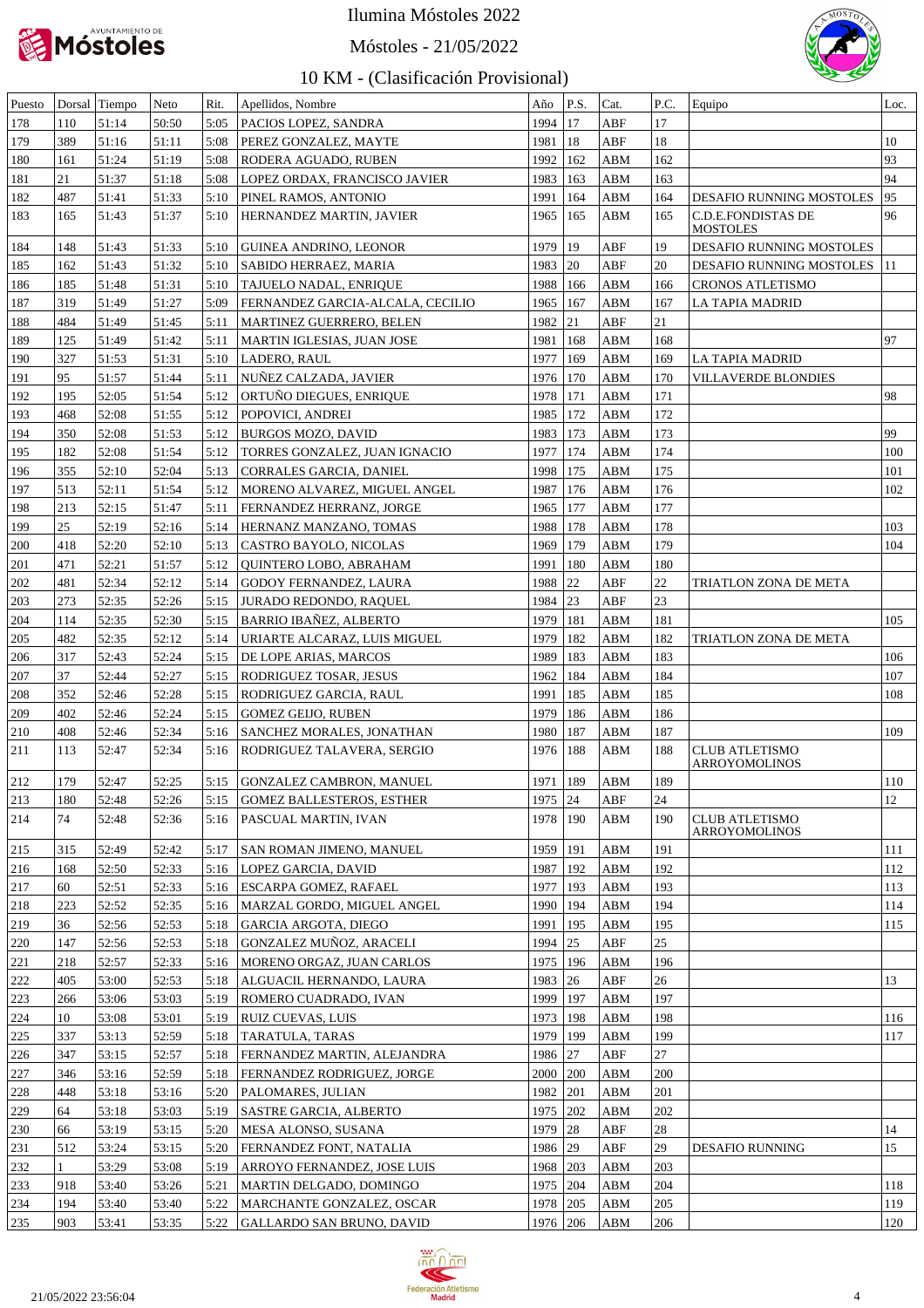# Ilumina Móstoles 2022

## Móstoles - 21/05/2022

## 10 KM - (Clasificación Provisional)

| Puesto | Dorsal | Tiempo | Neto | Rit. | Apellidos, Nombre | Año | P.S. | Cat. | P.C. | Equipo | Loc. |
|---|---|---|---|---|---|---|---|---|---|---|---|
| 178 | 110 | 51:14 | 50:50 | 5:05 | PACIOS LOPEZ, SANDRA | 1994 | 17 | ABF | 17 | | |
| 179 | 389 | 51:16 | 51:11 | 5:08 | PEREZ GONZALEZ, MAYTE | 1981 | 18 | ABF | 18 | | 10 |
| 180 | 161 | 51:24 | 51:19 | 5:08 | RODERA AGUADO, RUBEN | 1992 | 162 | ABM | 162 | | 93 |
| 181 | 21 | 51:37 | 51:18 | 5:08 | LOPEZ ORDAX, FRANCISCO JAVIER | 1983 | 163 | ABM | 163 | | 94 |
| 182 | 487 | 51:41 | 51:33 | 5:10 | PINEL RAMOS, ANTONIO | 1991 | 164 | ABM | 164 | DESAFIO RUNNING MOSTOLES | 95 |
| 183 | 165 | 51:43 | 51:37 | 5:10 | HERNANDEZ MARTIN, JAVIER | 1965 | 165 | ABM | 165 | C.D.E.FONDISTAS DE MOSTOLES | 96 |
| 184 | 148 | 51:43 | 51:33 | 5:10 | GUINEA ANDRINO, LEONOR | 1979 | 19 | ABF | 19 | DESAFIO RUNNING MOSTOLES | |
| 185 | 162 | 51:43 | 51:32 | 5:10 | SABIDO HERRAEZ, MARIA | 1983 | 20 | ABF | 20 | DESAFIO RUNNING MOSTOLES | 11 |
| 186 | 185 | 51:48 | 51:31 | 5:10 | TAJUELO NADAL, ENRIQUE | 1988 | 166 | ABM | 166 | CRONOS ATLETISMO | |
| 187 | 319 | 51:49 | 51:27 | 5:09 | FERNANDEZ GARCIA-ALCALA, CECILIO | 1965 | 167 | ABM | 167 | LA TAPIA MADRID | |
| 188 | 484 | 51:49 | 51:45 | 5:11 | MARTINEZ GUERRERO, BELEN | 1982 | 21 | ABF | 21 | | |
| 189 | 125 | 51:49 | 51:42 | 5:11 | MARTIN IGLESIAS, JUAN JOSE | 1981 | 168 | ABM | 168 | | 97 |
| 190 | 327 | 51:53 | 51:31 | 5:10 | LADERO, RAUL | 1977 | 169 | ABM | 169 | LA TAPIA MADRID | |
| 191 | 95 | 51:57 | 51:44 | 5:11 | NUÑEZ CALZADA, JAVIER | 1976 | 170 | ABM | 170 | VILLAVERDE BLONDIES | |
| 192 | 195 | 52:05 | 51:54 | 5:12 | ORTUÑO DIEGUES, ENRIQUE | 1978 | 171 | ABM | 171 | | 98 |
| 193 | 468 | 52:08 | 51:55 | 5:12 | POPOVICI, ANDREI | 1985 | 172 | ABM | 172 | | |
| 194 | 350 | 52:08 | 51:53 | 5:12 | BURGOS MOZO, DAVID | 1983 | 173 | ABM | 173 | | 99 |
| 195 | 182 | 52:08 | 51:54 | 5:12 | TORRES GONZALEZ, JUAN IGNACIO | 1977 | 174 | ABM | 174 | | 100 |
| 196 | 355 | 52:10 | 52:04 | 5:13 | CORRALES GARCIA, DANIEL | 1998 | 175 | ABM | 175 | | 101 |
| 197 | 513 | 52:11 | 51:54 | 5:12 | MORENO ALVAREZ, MIGUEL ANGEL | 1987 | 176 | ABM | 176 | | 102 |
| 198 | 213 | 52:15 | 51:47 | 5:11 | FERNANDEZ HERRANZ, JORGE | 1965 | 177 | ABM | 177 | | |
| 199 | 25 | 52:19 | 52:16 | 5:14 | HERNANZ MANZANO, TOMAS | 1988 | 178 | ABM | 178 | | 103 |
| 200 | 418 | 52:20 | 52:10 | 5:13 | CASTRO BAYOLO, NICOLAS | 1969 | 179 | ABM | 179 | | 104 |
| 201 | 471 | 52:21 | 51:57 | 5:12 | QUINTERO LOBO, ABRAHAM | 1991 | 180 | ABM | 180 | | |
| 202 | 481 | 52:34 | 52:12 | 5:14 | GODOY FERNANDEZ, LAURA | 1988 | 22 | ABF | 22 | TRIATLON ZONA DE META | |
| 203 | 273 | 52:35 | 52:26 | 5:15 | JURADO REDONDO, RAQUEL | 1984 | 23 | ABF | 23 | | |
| 204 | 114 | 52:35 | 52:30 | 5:15 | BARRIO IBAÑEZ, ALBERTO | 1979 | 181 | ABM | 181 | | 105 |
| 205 | 482 | 52:35 | 52:12 | 5:14 | URIARTE ALCARAZ, LUIS MIGUEL | 1979 | 182 | ABM | 182 | TRIATLON ZONA DE META | |
| 206 | 317 | 52:43 | 52:24 | 5:15 | DE LOPE ARIAS, MARCOS | 1989 | 183 | ABM | 183 | | 106 |
| 207 | 37 | 52:44 | 52:27 | 5:15 | RODRIGUEZ TOSAR, JESUS | 1962 | 184 | ABM | 184 | | 107 |
| 208 | 352 | 52:46 | 52:28 | 5:15 | RODRIGUEZ GARCIA, RAUL | 1991 | 185 | ABM | 185 | | 108 |
| 209 | 402 | 52:46 | 52:24 | 5:15 | GOMEZ GEIJO, RUBEN | 1979 | 186 | ABM | 186 | | |
| 210 | 408 | 52:46 | 52:34 | 5:16 | SANCHEZ MORALES, JONATHAN | 1980 | 187 | ABM | 187 | | 109 |
| 211 | 113 | 52:47 | 52:34 | 5:16 | RODRIGUEZ TALAVERA, SERGIO | 1976 | 188 | ABM | 188 | CLUB ATLETISMO ARROYOMOLINOS | |
| 212 | 179 | 52:47 | 52:25 | 5:15 | GONZALEZ CAMBRON, MANUEL | 1971 | 189 | ABM | 189 | | 110 |
| 213 | 180 | 52:48 | 52:26 | 5:15 | GOMEZ BALLESTEROS, ESTHER | 1975 | 24 | ABF | 24 | | 12 |
| 214 | 74 | 52:48 | 52:36 | 5:16 | PASCUAL MARTIN, IVAN | 1978 | 190 | ABM | 190 | CLUB ATLETISMO ARROYOMOLINOS | |
| 215 | 315 | 52:49 | 52:42 | 5:17 | SAN ROMAN JIMENO, MANUEL | 1959 | 191 | ABM | 191 | | 111 |
| 216 | 168 | 52:50 | 52:33 | 5:16 | LOPEZ GARCIA, DAVID | 1987 | 192 | ABM | 192 | | 112 |
| 217 | 60 | 52:51 | 52:33 | 5:16 | ESCARPA GOMEZ, RAFAEL | 1977 | 193 | ABM | 193 | | 113 |
| 218 | 223 | 52:52 | 52:35 | 5:16 | MARZAL GORDO, MIGUEL ANGEL | 1990 | 194 | ABM | 194 | | 114 |
| 219 | 36 | 52:56 | 52:53 | 5:18 | GARCIA ARGOTA, DIEGO | 1991 | 195 | ABM | 195 | | 115 |
| 220 | 147 | 52:56 | 52:53 | 5:18 | GONZALEZ MUÑOZ, ARACELI | 1994 | 25 | ABF | 25 | | |
| 221 | 218 | 52:57 | 52:33 | 5:16 | MORENO ORGAZ, JUAN CARLOS | 1975 | 196 | ABM | 196 | | |
| 222 | 405 | 53:00 | 52:53 | 5:18 | ALGUACIL HERNANDO, LAURA | 1983 | 26 | ABF | 26 | | 13 |
| 223 | 266 | 53:06 | 53:03 | 5:19 | ROMERO CUADRADO, IVAN | 1999 | 197 | ABM | 197 | | |
| 224 | 10 | 53:08 | 53:01 | 5:19 | RUIZ CUEVAS, LUIS | 1973 | 198 | ABM | 198 | | 116 |
| 225 | 337 | 53:13 | 52:59 | 5:18 | TARATULA, TARAS | 1979 | 199 | ABM | 199 | | 117 |
| 226 | 347 | 53:15 | 52:57 | 5:18 | FERNANDEZ MARTIN, ALEJANDRA | 1986 | 27 | ABF | 27 | | |
| 227 | 346 | 53:16 | 52:59 | 5:18 | FERNANDEZ RODRIGUEZ, JORGE | 2000 | 200 | ABM | 200 | | |
| 228 | 448 | 53:18 | 53:16 | 5:20 | PALOMARES, JULIAN | 1982 | 201 | ABM | 201 | | |
| 229 | 64 | 53:18 | 53:03 | 5:19 | SASTRE GARCIA, ALBERTO | 1975 | 202 | ABM | 202 | | |
| 230 | 66 | 53:19 | 53:15 | 5:20 | MESA ALONSO, SUSANA | 1979 | 28 | ABF | 28 | | 14 |
| 231 | 512 | 53:24 | 53:15 | 5:20 | FERNANDEZ FONT, NATALIA | 1986 | 29 | ABF | 29 | DESAFIO RUNNING | 15 |
| 232 | 1 | 53:29 | 53:08 | 5:19 | ARROYO FERNANDEZ, JOSE LUIS | 1968 | 203 | ABM | 203 | | |
| 233 | 918 | 53:40 | 53:26 | 5:21 | MARTIN DELGADO, DOMINGO | 1975 | 204 | ABM | 204 | | 118 |
| 234 | 194 | 53:40 | 53:40 | 5:22 | MARCHANTE GONZALEZ, OSCAR | 1978 | 205 | ABM | 205 | | 119 |
| 235 | 903 | 53:41 | 53:35 | 5:22 | GALLARDO SAN BRUNO, DAVID | 1976 | 206 | ABM | 206 | | 120 |

21/05/2022 23:56:04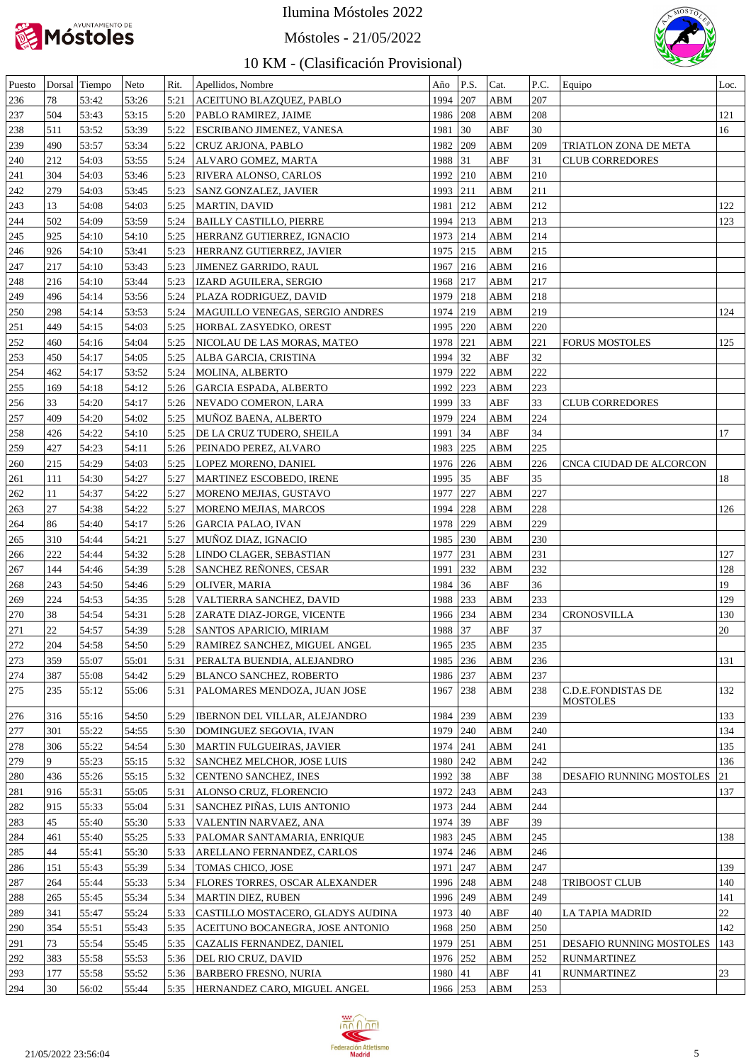# Ilumina Móstoles 2022

## Móstoles - 21/05/2022

## 10 KM - (Clasificación Provisional)

| Puesto | Dorsal | Tiempo | Neto | Rit. | Apellidos, Nombre | Año | P.S. | Cat. | P.C. | Equipo | Loc. |
|---|---|---|---|---|---|---|---|---|---|---|---|
| 236 | 78 | 53:42 | 53:26 | 5:21 | ACEITUNO BLAZQUEZ, PABLO | 1994 | 207 | ABM | 207 | | |
| 237 | 504 | 53:43 | 53:15 | 5:20 | PABLO RAMIREZ, JAIME | 1986 | 208 | ABM | 208 | | 121 |
| 238 | 511 | 53:52 | 53:39 | 5:22 | ESCRIBANO JIMENEZ, VANESA | 1981 | 30 | ABF | 30 | | 16 |
| 239 | 490 | 53:57 | 53:34 | 5:22 | CRUZ ARJONA, PABLO | 1982 | 209 | ABM | 209 | TRIATLON ZONA DE META | |
| 240 | 212 | 54:03 | 53:55 | 5:24 | ALVARO GOMEZ, MARTA | 1988 | 31 | ABF | 31 | CLUB CORREDORES | |
| 241 | 304 | 54:03 | 53:46 | 5:23 | RIVERA ALONSO, CARLOS | 1992 | 210 | ABM | 210 | | |
| 242 | 279 | 54:03 | 53:45 | 5:23 | SANZ GONZALEZ, JAVIER | 1993 | 211 | ABM | 211 | | |
| 243 | 13 | 54:08 | 54:03 | 5:25 | MARTIN, DAVID | 1981 | 212 | ABM | 212 | | 122 |
| 244 | 502 | 54:09 | 53:59 | 5:24 | BAILLY CASTILLO, PIERRE | 1994 | 213 | ABM | 213 | | 123 |
| 245 | 925 | 54:10 | 54:10 | 5:25 | HERRANZ GUTIERREZ, IGNACIO | 1973 | 214 | ABM | 214 | | |
| 246 | 926 | 54:10 | 53:41 | 5:23 | HERRANZ GUTIERREZ, JAVIER | 1975 | 215 | ABM | 215 | | |
| 247 | 217 | 54:10 | 53:43 | 5:23 | JIMENEZ GARRIDO, RAUL | 1967 | 216 | ABM | 216 | | |
| 248 | 216 | 54:10 | 53:44 | 5:23 | IZARD AGUILERA, SERGIO | 1968 | 217 | ABM | 217 | | |
| 249 | 496 | 54:14 | 53:56 | 5:24 | PLAZA RODRIGUEZ, DAVID | 1979 | 218 | ABM | 218 | | |
| 250 | 298 | 54:14 | 53:53 | 5:24 | MAGUILLO VENEGAS, SERGIO ANDRES | 1974 | 219 | ABM | 219 | | 124 |
| 251 | 449 | 54:15 | 54:03 | 5:25 | HORBAL ZASYEDKO, OREST | 1995 | 220 | ABM | 220 | | |
| 252 | 460 | 54:16 | 54:04 | 5:25 | NICOLAU DE LAS MORAS, MATEO | 1978 | 221 | ABM | 221 | FORUS MOSTOLES | 125 |
| 253 | 450 | 54:17 | 54:05 | 5:25 | ALBA GARCIA, CRISTINA | 1994 | 32 | ABF | 32 | | |
| 254 | 462 | 54:17 | 53:52 | 5:24 | MOLINA, ALBERTO | 1979 | 222 | ABM | 222 | | |
| 255 | 169 | 54:18 | 54:12 | 5:26 | GARCIA ESPADA, ALBERTO | 1992 | 223 | ABM | 223 | | |
| 256 | 33 | 54:20 | 54:17 | 5:26 | NEVADO COMERON, LARA | 1999 | 33 | ABF | 33 | CLUB CORREDORES | |
| 257 | 409 | 54:20 | 54:02 | 5:25 | MUÑOZ BAENA, ALBERTO | 1979 | 224 | ABM | 224 | | |
| 258 | 426 | 54:22 | 54:10 | 5:25 | DE LA CRUZ TUDERO, SHEILA | 1991 | 34 | ABF | 34 | | 17 |
| 259 | 427 | 54:23 | 54:11 | 5:26 | PEINADO PEREZ, ALVARO | 1983 | 225 | ABM | 225 | | |
| 260 | 215 | 54:29 | 54:03 | 5:25 | LOPEZ MORENO, DANIEL | 1976 | 226 | ABM | 226 | CNCA CIUDAD DE ALCORCON | |
| 261 | 111 | 54:30 | 54:27 | 5:27 | MARTINEZ ESCOBEDO, IRENE | 1995 | 35 | ABF | 35 | | 18 |
| 262 | 11 | 54:37 | 54:22 | 5:27 | MORENO MEJIAS, GUSTAVO | 1977 | 227 | ABM | 227 | | |
| 263 | 27 | 54:38 | 54:22 | 5:27 | MORENO MEJIAS, MARCOS | 1994 | 228 | ABM | 228 | | 126 |
| 264 | 86 | 54:40 | 54:17 | 5:26 | GARCIA PALAO, IVAN | 1978 | 229 | ABM | 229 | | |
| 265 | 310 | 54:44 | 54:21 | 5:27 | MUÑOZ DIAZ, IGNACIO | 1985 | 230 | ABM | 230 | | |
| 266 | 222 | 54:44 | 54:32 | 5:28 | LINDO CLAGER, SEBASTIAN | 1977 | 231 | ABM | 231 | | 127 |
| 267 | 144 | 54:46 | 54:39 | 5:28 | SANCHEZ REÑONES, CESAR | 1991 | 232 | ABM | 232 | | 128 |
| 268 | 243 | 54:50 | 54:46 | 5:29 | OLIVER, MARIA | 1984 | 36 | ABF | 36 | | 19 |
| 269 | 224 | 54:53 | 54:35 | 5:28 | VALTIERRA SANCHEZ, DAVID | 1988 | 233 | ABM | 233 | | 129 |
| 270 | 38 | 54:54 | 54:31 | 5:28 | ZARATE DIAZ-JORGE, VICENTE | 1966 | 234 | ABM | 234 | CRONOSVILLA | 130 |
| 271 | 22 | 54:57 | 54:39 | 5:28 | SANTOS APARICIO, MIRIAM | 1988 | 37 | ABF | 37 | | 20 |
| 272 | 204 | 54:58 | 54:50 | 5:29 | RAMIREZ SANCHEZ, MIGUEL ANGEL | 1965 | 235 | ABM | 235 | | |
| 273 | 359 | 55:07 | 55:01 | 5:31 | PERALTA BUENDIA, ALEJANDRO | 1985 | 236 | ABM | 236 | | 131 |
| 274 | 387 | 55:08 | 54:42 | 5:29 | BLANCO SANCHEZ, ROBERTO | 1986 | 237 | ABM | 237 | | |
| 275 | 235 | 55:12 | 55:06 | 5:31 | PALOMARES MENDOZA, JUAN JOSE | 1967 | 238 | ABM | 238 | C.D.E.FONDISTAS DE MOSTOLES | 132 |
| 276 | 316 | 55:16 | 54:50 | 5:29 | IBERNON DEL VILLAR, ALEJANDRO | 1984 | 239 | ABM | 239 | | 133 |
| 277 | 301 | 55:22 | 54:55 | 5:30 | DOMINGUEZ SEGOVIA, IVAN | 1979 | 240 | ABM | 240 | | 134 |
| 278 | 306 | 55:22 | 54:54 | 5:30 | MARTIN FULGUEIRAS, JAVIER | 1974 | 241 | ABM | 241 | | 135 |
| 279 | 9 | 55:23 | 55:15 | 5:32 | SANCHEZ MELCHOR, JOSE LUIS | 1980 | 242 | ABM | 242 | | 136 |
| 280 | 436 | 55:26 | 55:15 | 5:32 | CENTENO SANCHEZ, INES | 1992 | 38 | ABF | 38 | DESAFIO RUNNING MOSTOLES | 21 |
| 281 | 916 | 55:31 | 55:05 | 5:31 | ALONSO CRUZ, FLORENCIO | 1972 | 243 | ABM | 243 | | 137 |
| 282 | 915 | 55:33 | 55:04 | 5:31 | SANCHEZ PIÑAS, LUIS ANTONIO | 1973 | 244 | ABM | 244 | | |
| 283 | 45 | 55:40 | 55:30 | 5:33 | VALENTIN NARVAEZ, ANA | 1974 | 39 | ABF | 39 | | |
| 284 | 461 | 55:40 | 55:25 | 5:33 | PALOMAR SANTAMARIA, ENRIQUE | 1983 | 245 | ABM | 245 | | 138 |
| 285 | 44 | 55:41 | 55:30 | 5:33 | ARELLANO FERNANDEZ, CARLOS | 1974 | 246 | ABM | 246 | | |
| 286 | 151 | 55:43 | 55:39 | 5:34 | TOMAS CHICO, JOSE | 1971 | 247 | ABM | 247 | | 139 |
| 287 | 264 | 55:44 | 55:33 | 5:34 | FLORES TORRES, OSCAR ALEXANDER | 1996 | 248 | ABM | 248 | TRIBOOST CLUB | 140 |
| 288 | 265 | 55:45 | 55:34 | 5:34 | MARTIN DIEZ, RUBEN | 1996 | 249 | ABM | 249 | | 141 |
| 289 | 341 | 55:47 | 55:24 | 5:33 | CASTILLO MOSTACERO, GLADYS AUDINA | 1973 | 40 | ABF | 40 | LA TAPIA MADRID | 22 |
| 290 | 354 | 55:51 | 55:43 | 5:35 | ACEITUNO BOCANEGRA, JOSE ANTONIO | 1968 | 250 | ABM | 250 | | 142 |
| 291 | 73 | 55:54 | 55:45 | 5:35 | CAZALIS FERNANDEZ, DANIEL | 1979 | 251 | ABM | 251 | DESAFIO RUNNING MOSTOLES | 143 |
| 292 | 383 | 55:58 | 55:53 | 5:36 | DEL RIO CRUZ, DAVID | 1976 | 252 | ABM | 252 | RUNMARTINEZ | |
| 293 | 177 | 55:58 | 55:52 | 5:36 | BARBERO FRESNO, NURIA | 1980 | 41 | ABF | 41 | RUNMARTINEZ | 23 |
| 294 | 30 | 56:02 | 55:44 | 5:35 | HERNANDEZ CARO, MIGUEL ANGEL | 1966 | 253 | ABM | 253 | | |

21/05/2022 23:56:04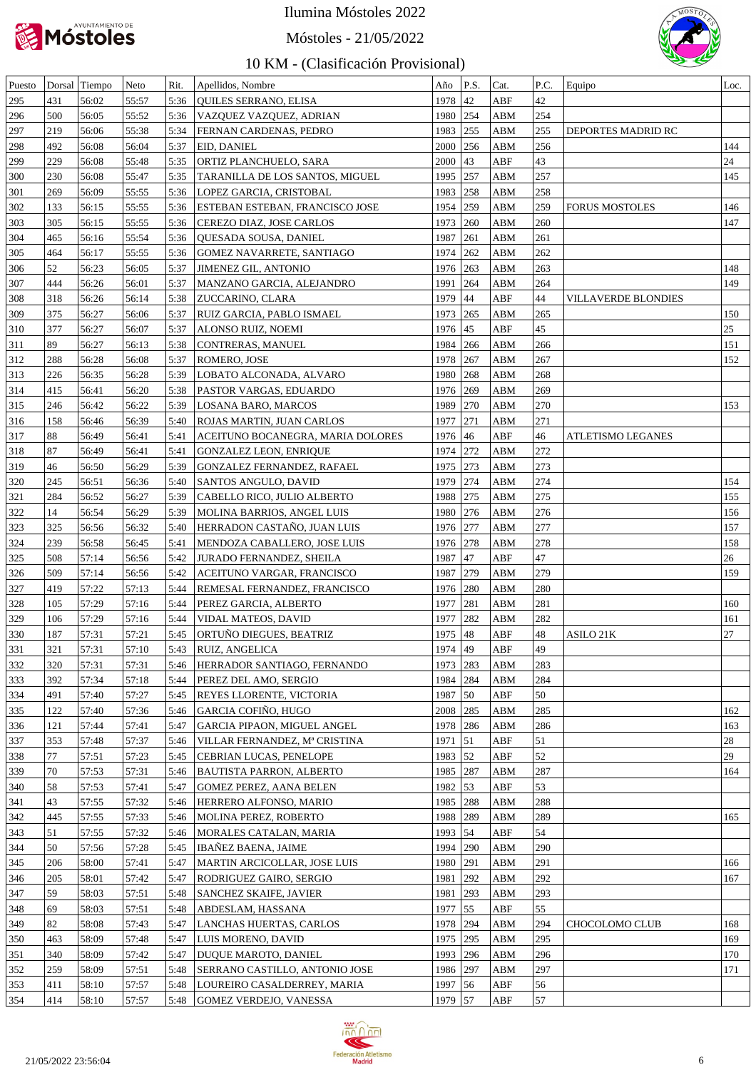# Ilumina Móstoles 2022

## Móstoles - 21/05/2022

## 10 KM - (Clasificación Provisional)

| Puesto | Dorsal | Tiempo | Neto | Rit. | Apellidos, Nombre | Año | P.S. | Cat. | P.C. | Equipo | Loc. |
|---|---|---|---|---|---|---|---|---|---|---|---|
| 295 | 431 | 56:02 | 55:57 | 5:36 | QUILES SERRANO, ELISA | 1978 | 42 | ABF | 42 | | |
| 296 | 500 | 56:05 | 55:52 | 5:36 | VAZQUEZ VAZQUEZ, ADRIAN | 1980 | 254 | ABM | 254 | | |
| 297 | 219 | 56:06 | 55:38 | 5:34 | FERNAN CARDENAS, PEDRO | 1983 | 255 | ABM | 255 | DEPORTES MADRID RC | |
| 298 | 492 | 56:08 | 56:04 | 5:37 | EID, DANIEL | 2000 | 256 | ABM | 256 | | 144 |
| 299 | 229 | 56:08 | 55:48 | 5:35 | ORTIZ PLANCHUELO, SARA | 2000 | 43 | ABF | 43 | | 24 |
| 300 | 230 | 56:08 | 55:47 | 5:35 | TARANILLA DE LOS SANTOS, MIGUEL | 1995 | 257 | ABM | 257 | | 145 |
| 301 | 269 | 56:09 | 55:55 | 5:36 | LOPEZ GARCIA, CRISTOBAL | 1983 | 258 | ABM | 258 | | |
| 302 | 133 | 56:15 | 55:55 | 5:36 | ESTEBAN ESTEBAN, FRANCISCO JOSE | 1954 | 259 | ABM | 259 | FORUS MOSTOLES | 146 |
| 303 | 305 | 56:15 | 55:55 | 5:36 | CEREZO DIAZ, JOSE CARLOS | 1973 | 260 | ABM | 260 | | 147 |
| 304 | 465 | 56:16 | 55:54 | 5:36 | QUESADA SOUSA, DANIEL | 1987 | 261 | ABM | 261 | | |
| 305 | 464 | 56:17 | 55:55 | 5:36 | GOMEZ NAVARRETE, SANTIAGO | 1974 | 262 | ABM | 262 | | |
| 306 | 52 | 56:23 | 56:05 | 5:37 | JIMENEZ GIL, ANTONIO | 1976 | 263 | ABM | 263 | | 148 |
| 307 | 444 | 56:26 | 56:01 | 5:37 | MANZANO GARCIA, ALEJANDRO | 1991 | 264 | ABM | 264 | | 149 |
| 308 | 318 | 56:26 | 56:14 | 5:38 | ZUCCARINO, CLARA | 1979 | 44 | ABF | 44 | VILLAVERDE BLONDIES | |
| 309 | 375 | 56:27 | 56:06 | 5:37 | RUIZ GARCIA, PABLO ISMAEL | 1973 | 265 | ABM | 265 | | 150 |
| 310 | 377 | 56:27 | 56:07 | 5:37 | ALONSO RUIZ, NOEMI | 1976 | 45 | ABF | 45 | | 25 |
| 311 | 89 | 56:27 | 56:13 | 5:38 | CONTRERAS, MANUEL | 1984 | 266 | ABM | 266 | | 151 |
| 312 | 288 | 56:28 | 56:08 | 5:37 | ROMERO, JOSE | 1978 | 267 | ABM | 267 | | 152 |
| 313 | 226 | 56:35 | 56:28 | 5:39 | LOBATO ALCONADA, ALVARO | 1980 | 268 | ABM | 268 | | |
| 314 | 415 | 56:41 | 56:20 | 5:38 | PASTOR VARGAS, EDUARDO | 1976 | 269 | ABM | 269 | | |
| 315 | 246 | 56:42 | 56:22 | 5:39 | LOSANA BARO, MARCOS | 1989 | 270 | ABM | 270 | | 153 |
| 316 | 158 | 56:46 | 56:39 | 5:40 | ROJAS MARTIN, JUAN CARLOS | 1977 | 271 | ABM | 271 | | |
| 317 | 88 | 56:49 | 56:41 | 5:41 | ACEITUNO BOCANEGRA, MARIA DOLORES | 1976 | 46 | ABF | 46 | ATLETISMO LEGANES | |
| 318 | 87 | 56:49 | 56:41 | 5:41 | GONZALEZ LEON, ENRIQUE | 1974 | 272 | ABM | 272 | | |
| 319 | 46 | 56:50 | 56:29 | 5:39 | GONZALEZ FERNANDEZ, RAFAEL | 1975 | 273 | ABM | 273 | | |
| 320 | 245 | 56:51 | 56:36 | 5:40 | SANTOS ANGULO, DAVID | 1979 | 274 | ABM | 274 | | 154 |
| 321 | 284 | 56:52 | 56:27 | 5:39 | CABELLO RICO, JULIO ALBERTO | 1988 | 275 | ABM | 275 | | 155 |
| 322 | 14 | 56:54 | 56:29 | 5:39 | MOLINA BARRIOS, ANGEL LUIS | 1980 | 276 | ABM | 276 | | 156 |
| 323 | 325 | 56:56 | 56:32 | 5:40 | HERRADON CASTAÑO, JUAN LUIS | 1976 | 277 | ABM | 277 | | 157 |
| 324 | 239 | 56:58 | 56:45 | 5:41 | MENDOZA CABALLERO, JOSE LUIS | 1976 | 278 | ABM | 278 | | 158 |
| 325 | 508 | 57:14 | 56:56 | 5:42 | JURADO FERNANDEZ, SHEILA | 1987 | 47 | ABF | 47 | | 26 |
| 326 | 509 | 57:14 | 56:56 | 5:42 | ACEITUNO VARGAR, FRANCISCO | 1987 | 279 | ABM | 279 | | 159 |
| 327 | 419 | 57:22 | 57:13 | 5:44 | REMESAL FERNANDEZ, FRANCISCO | 1976 | 280 | ABM | 280 | | |
| 328 | 105 | 57:29 | 57:16 | 5:44 | PEREZ GARCIA, ALBERTO | 1977 | 281 | ABM | 281 | | 160 |
| 329 | 106 | 57:29 | 57:16 | 5:44 | VIDAL MATEOS, DAVID | 1977 | 282 | ABM | 282 | | 161 |
| 330 | 187 | 57:31 | 57:21 | 5:45 | ORTUÑO DIEGUES, BEATRIZ | 1975 | 48 | ABF | 48 | ASILO 21K | 27 |
| 331 | 321 | 57:31 | 57:10 | 5:43 | RUIZ, ANGELICA | 1974 | 49 | ABF | 49 | | |
| 332 | 320 | 57:31 | 57:31 | 5:46 | HERRADOR SANTIAGO, FERNANDO | 1973 | 283 | ABM | 283 | | |
| 333 | 392 | 57:34 | 57:18 | 5:44 | PEREZ DEL AMO, SERGIO | 1984 | 284 | ABM | 284 | | |
| 334 | 491 | 57:40 | 57:27 | 5:45 | REYES LLORENTE, VICTORIA | 1987 | 50 | ABF | 50 | | |
| 335 | 122 | 57:40 | 57:36 | 5:46 | GARCIA COFIÑO, HUGO | 2008 | 285 | ABM | 285 | | 162 |
| 336 | 121 | 57:44 | 57:41 | 5:47 | GARCIA PIPAON, MIGUEL ANGEL | 1978 | 286 | ABM | 286 | | 163 |
| 337 | 353 | 57:48 | 57:37 | 5:46 | VILLAR FERNANDEZ, Mª CRISTINA | 1971 | 51 | ABF | 51 | | 28 |
| 338 | 77 | 57:51 | 57:23 | 5:45 | CEBRIAN LUCAS, PENELOPE | 1983 | 52 | ABF | 52 | | 29 |
| 339 | 70 | 57:53 | 57:31 | 5:46 | BAUTISTA PARRON, ALBERTO | 1985 | 287 | ABM | 287 | | 164 |
| 340 | 58 | 57:53 | 57:41 | 5:47 | GOMEZ PEREZ, AANA BELEN | 1982 | 53 | ABF | 53 | | |
| 341 | 43 | 57:55 | 57:32 | 5:46 | HERRERO ALFONSO, MARIO | 1985 | 288 | ABM | 288 | | |
| 342 | 445 | 57:55 | 57:33 | 5:46 | MOLINA PEREZ, ROBERTO | 1988 | 289 | ABM | 289 | | 165 |
| 343 | 51 | 57:55 | 57:32 | 5:46 | MORALES CATALAN, MARIA | 1993 | 54 | ABF | 54 | | |
| 344 | 50 | 57:56 | 57:28 | 5:45 | IBAÑEZ BAENA, JAIME | 1994 | 290 | ABM | 290 | | |
| 345 | 206 | 58:00 | 57:41 | 5:47 | MARTIN ARCICOLLAR, JOSE LUIS | 1980 | 291 | ABM | 291 | | 166 |
| 346 | 205 | 58:01 | 57:42 | 5:47 | RODRIGUEZ GAIRO, SERGIO | 1981 | 292 | ABM | 292 | | 167 |
| 347 | 59 | 58:03 | 57:51 | 5:48 | SANCHEZ SKAIFE, JAVIER | 1981 | 293 | ABM | 293 | | |
| 348 | 69 | 58:03 | 57:51 | 5:48 | ABDESLAM, HASSANA | 1977 | 55 | ABF | 55 | | |
| 349 | 82 | 58:08 | 57:43 | 5:47 | LANCHAS HUERTAS, CARLOS | 1978 | 294 | ABM | 294 | CHOCOLOMO CLUB | 168 |
| 350 | 463 | 58:09 | 57:48 | 5:47 | LUIS MORENO, DAVID | 1975 | 295 | ABM | 295 | | 169 |
| 351 | 340 | 58:09 | 57:42 | 5:47 | DUQUE MAROTO, DANIEL | 1993 | 296 | ABM | 296 | | 170 |
| 352 | 259 | 58:09 | 57:51 | 5:48 | SERRANO CASTILLO, ANTONIO JOSE | 1986 | 297 | ABM | 297 | | 171 |
| 353 | 411 | 58:10 | 57:57 | 5:48 | LOUREIRO CASALDERREY, MARIA | 1997 | 56 | ABF | 56 | | |
| 354 | 414 | 58:10 | 57:57 | 5:48 | GOMEZ VERDEJO, VANESSA | 1979 | 57 | ABF | 57 | | |

21/05/2022 23:56:04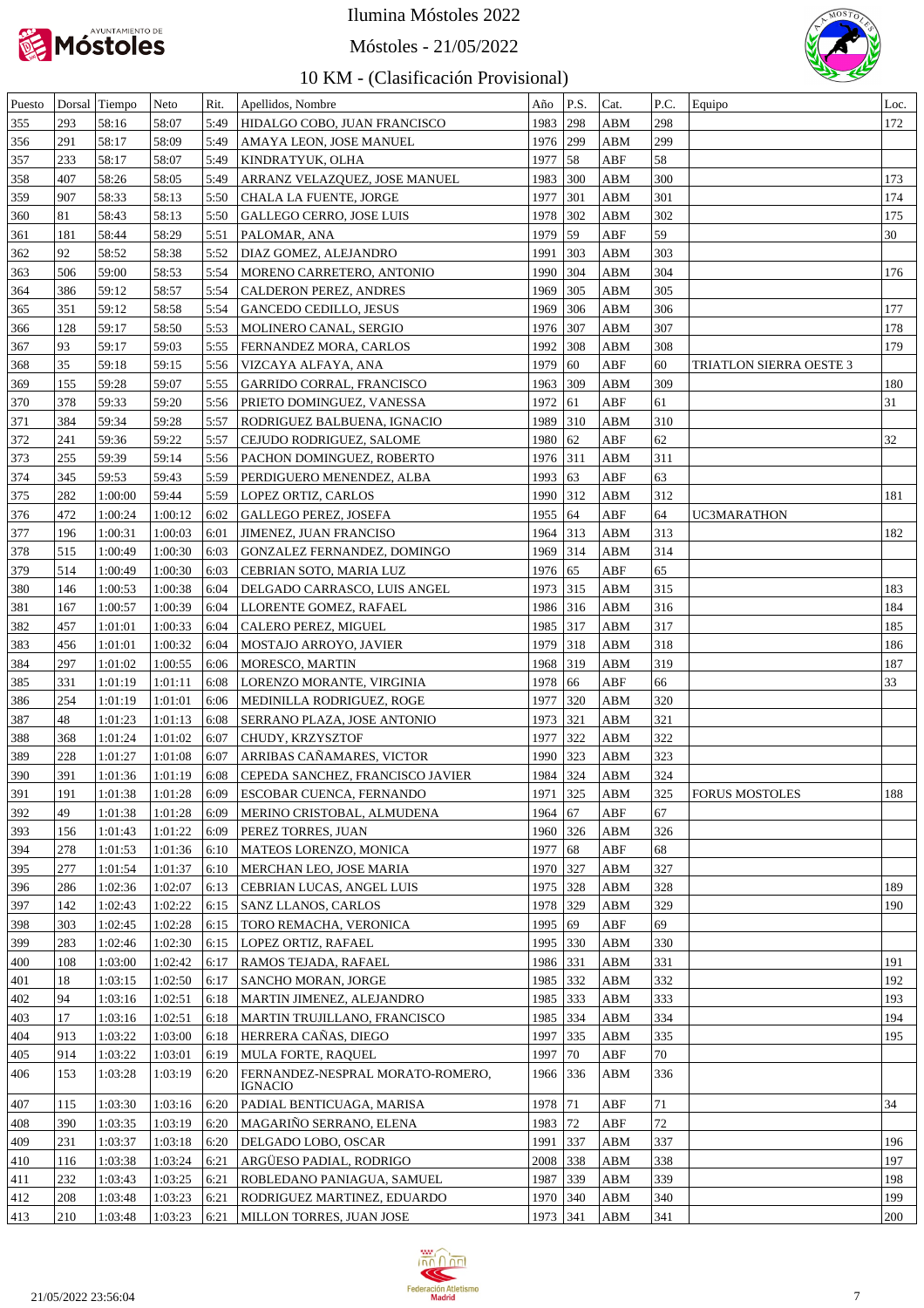# Ilumina Móstoles 2022

## Móstoles - 21/05/2022

## 10 KM - (Clasificación Provisional)

| Puesto | Dorsal | Tiempo | Neto | Rit. | Apellidos, Nombre | Año | P.S. | Cat. | P.C. | Equipo | Loc. |
|---|---|---|---|---|---|---|---|---|---|---|---|
| 355 | 293 | 58:16 | 58:07 | 5:49 | HIDALGO COBO, JUAN FRANCISCO | 1983 | 298 | ABM | 298 | | 172 |
| 356 | 291 | 58:17 | 58:09 | 5:49 | AMAYA LEON, JOSE MANUEL | 1976 | 299 | ABM | 299 | | |
| 357 | 233 | 58:17 | 58:07 | 5:49 | KINDRATYUK, OLHA | 1977 | 58 | ABF | 58 | | |
| 358 | 407 | 58:26 | 58:05 | 5:49 | ARRANZ VELAZQUEZ, JOSE MANUEL | 1983 | 300 | ABM | 300 | | 173 |
| 359 | 907 | 58:33 | 58:13 | 5:50 | CHALA LA FUENTE, JORGE | 1977 | 301 | ABM | 301 | | 174 |
| 360 | 81 | 58:43 | 58:13 | 5:50 | GALLEGO CERRO, JOSE LUIS | 1978 | 302 | ABM | 302 | | 175 |
| 361 | 181 | 58:44 | 58:29 | 5:51 | PALOMAR, ANA | 1979 | 59 | ABF | 59 | | 30 |
| 362 | 92 | 58:52 | 58:38 | 5:52 | DIAZ GOMEZ, ALEJANDRO | 1991 | 303 | ABM | 303 | | |
| 363 | 506 | 59:00 | 58:53 | 5:54 | MORENO CARRETERO, ANTONIO | 1990 | 304 | ABM | 304 | | 176 |
| 364 | 386 | 59:12 | 58:57 | 5:54 | CALDERON PEREZ, ANDRES | 1969 | 305 | ABM | 305 | | |
| 365 | 351 | 59:12 | 58:58 | 5:54 | GANCEDO CEDILLO, JESUS | 1969 | 306 | ABM | 306 | | 177 |
| 366 | 128 | 59:17 | 58:50 | 5:53 | MOLINERO CANAL, SERGIO | 1976 | 307 | ABM | 307 | | 178 |
| 367 | 93 | 59:17 | 59:03 | 5:55 | FERNANDEZ MORA, CARLOS | 1992 | 308 | ABM | 308 | | 179 |
| 368 | 35 | 59:18 | 59:15 | 5:56 | VIZCAYA ALFAYA, ANA | 1979 | 60 | ABF | 60 | TRIATLON SIERRA OESTE 3 | |
| 369 | 155 | 59:28 | 59:07 | 5:55 | GARRIDO CORRAL, FRANCISCO | 1963 | 309 | ABM | 309 | | 180 |
| 370 | 378 | 59:33 | 59:20 | 5:56 | PRIETO DOMINGUEZ, VANESSA | 1972 | 61 | ABF | 61 | | 31 |
| 371 | 384 | 59:34 | 59:28 | 5:57 | RODRIGUEZ BALBUENA, IGNACIO | 1989 | 310 | ABM | 310 | | |
| 372 | 241 | 59:36 | 59:22 | 5:57 | CEJUDO RODRIGUEZ, SALOME | 1980 | 62 | ABF | 62 | | 32 |
| 373 | 255 | 59:39 | 59:14 | 5:56 | PACHON DOMINGUEZ, ROBERTO | 1976 | 311 | ABM | 311 | | |
| 374 | 345 | 59:53 | 59:43 | 5:59 | PERDIGUERO MENENDEZ, ALBA | 1993 | 63 | ABF | 63 | | |
| 375 | 282 | 1:00:00 | 59:44 | 5:59 | LOPEZ ORTIZ, CARLOS | 1990 | 312 | ABM | 312 | | 181 |
| 376 | 472 | 1:00:24 | 1:00:12 | 6:02 | GALLEGO PEREZ, JOSEFA | 1955 | 64 | ABF | 64 | UC3MARATHON | |
| 377 | 196 | 1:00:31 | 1:00:03 | 6:01 | JIMENEZ, JUAN FRANCISO | 1964 | 313 | ABM | 313 | | 182 |
| 378 | 515 | 1:00:49 | 1:00:30 | 6:03 | GONZALEZ FERNANDEZ, DOMINGO | 1969 | 314 | ABM | 314 | | |
| 379 | 514 | 1:00:49 | 1:00:30 | 6:03 | CEBRIAN SOTO, MARIA LUZ | 1976 | 65 | ABF | 65 | | |
| 380 | 146 | 1:00:53 | 1:00:38 | 6:04 | DELGADO CARRASCO, LUIS ANGEL | 1973 | 315 | ABM | 315 | | 183 |
| 381 | 167 | 1:00:57 | 1:00:39 | 6:04 | LLORENTE GOMEZ, RAFAEL | 1986 | 316 | ABM | 316 | | 184 |
| 382 | 457 | 1:01:01 | 1:00:33 | 6:04 | CALERO PEREZ, MIGUEL | 1985 | 317 | ABM | 317 | | 185 |
| 383 | 456 | 1:01:01 | 1:00:32 | 6:04 | MOSTAJO ARROYO, JAVIER | 1979 | 318 | ABM | 318 | | 186 |
| 384 | 297 | 1:01:02 | 1:00:55 | 6:06 | MORESCO, MARTIN | 1968 | 319 | ABM | 319 | | 187 |
| 385 | 331 | 1:01:19 | 1:01:11 | 6:08 | LORENZO MORANTE, VIRGINIA | 1978 | 66 | ABF | 66 | | 33 |
| 386 | 254 | 1:01:19 | 1:01:01 | 6:06 | MEDINILLA RODRIGUEZ, ROGE | 1977 | 320 | ABM | 320 | | |
| 387 | 48 | 1:01:23 | 1:01:13 | 6:08 | SERRANO PLAZA, JOSE ANTONIO | 1973 | 321 | ABM | 321 | | |
| 388 | 368 | 1:01:24 | 1:01:02 | 6:07 | CHUDY, KRZYSZTOF | 1977 | 322 | ABM | 322 | | |
| 389 | 228 | 1:01:27 | 1:01:08 | 6:07 | ARRIBAS CAÑAMARES, VICTOR | 1990 | 323 | ABM | 323 | | |
| 390 | 391 | 1:01:36 | 1:01:19 | 6:08 | CEPEDA SANCHEZ, FRANCISCO JAVIER | 1984 | 324 | ABM | 324 | | |
| 391 | 191 | 1:01:38 | 1:01:28 | 6:09 | ESCOBAR CUENCA, FERNANDO | 1971 | 325 | ABM | 325 | FORUS MOSTOLES | 188 |
| 392 | 49 | 1:01:38 | 1:01:28 | 6:09 | MERINO CRISTOBAL, ALMUDENA | 1964 | 67 | ABF | 67 | | |
| 393 | 156 | 1:01:43 | 1:01:22 | 6:09 | PEREZ TORRES, JUAN | 1960 | 326 | ABM | 326 | | |
| 394 | 278 | 1:01:53 | 1:01:36 | 6:10 | MATEOS LORENZO, MONICA | 1977 | 68 | ABF | 68 | | |
| 395 | 277 | 1:01:54 | 1:01:37 | 6:10 | MERCHAN LEO, JOSE MARIA | 1970 | 327 | ABM | 327 | | |
| 396 | 286 | 1:02:36 | 1:02:07 | 6:13 | CEBRIAN LUCAS, ANGEL LUIS | 1975 | 328 | ABM | 328 | | 189 |
| 397 | 142 | 1:02:43 | 1:02:22 | 6:15 | SANZ LLANOS, CARLOS | 1978 | 329 | ABM | 329 | | 190 |
| 398 | 303 | 1:02:45 | 1:02:28 | 6:15 | TORO REMACHA, VERONICA | 1995 | 69 | ABF | 69 | | |
| 399 | 283 | 1:02:46 | 1:02:30 | 6:15 | LOPEZ ORTIZ, RAFAEL | 1995 | 330 | ABM | 330 | | |
| 400 | 108 | 1:03:00 | 1:02:42 | 6:17 | RAMOS TEJADA, RAFAEL | 1986 | 331 | ABM | 331 | | 191 |
| 401 | 18 | 1:03:15 | 1:02:50 | 6:17 | SANCHO MORAN, JORGE | 1985 | 332 | ABM | 332 | | 192 |
| 402 | 94 | 1:03:16 | 1:02:51 | 6:18 | MARTIN JIMENEZ, ALEJANDRO | 1985 | 333 | ABM | 333 | | 193 |
| 403 | 17 | 1:03:16 | 1:02:51 | 6:18 | MARTIN TRUJILLANO, FRANCISCO | 1985 | 334 | ABM | 334 | | 194 |
| 404 | 913 | 1:03:22 | 1:03:00 | 6:18 | HERRERA CAÑAS, DIEGO | 1997 | 335 | ABM | 335 | | 195 |
| 405 | 914 | 1:03:22 | 1:03:01 | 6:19 | MULA FORTE, RAQUEL | 1997 | 70 | ABF | 70 | | |
| 406 | 153 | 1:03:28 | 1:03:19 | 6:20 | FERNANDEZ-NESPRAL MORATO-ROMERO, IGNACIO | 1966 | 336 | ABM | 336 | | |
| 407 | 115 | 1:03:30 | 1:03:16 | 6:20 | PADIAL BENTICUAGA, MARISA | 1978 | 71 | ABF | 71 | | 34 |
| 408 | 390 | 1:03:35 | 1:03:19 | 6:20 | MAGARIÑO SERRANO, ELENA | 1983 | 72 | ABF | 72 | | |
| 409 | 231 | 1:03:37 | 1:03:18 | 6:20 | DELGADO LOBO, OSCAR | 1991 | 337 | ABM | 337 | | 196 |
| 410 | 116 | 1:03:38 | 1:03:24 | 6:21 | ARGÜESO PADIAL, RODRIGO | 2008 | 338 | ABM | 338 | | 197 |
| 411 | 232 | 1:03:43 | 1:03:25 | 6:21 | ROBLEDANO PANIAGUA, SAMUEL | 1987 | 339 | ABM | 339 | | 198 |
| 412 | 208 | 1:03:48 | 1:03:23 | 6:21 | RODRIGUEZ MARTINEZ, EDUARDO | 1970 | 340 | ABM | 340 | | 199 |
| 413 | 210 | 1:03:48 | 1:03:23 | 6:21 | MILLON TORRES, JUAN JOSE | 1973 | 341 | ABM | 341 | | 200 |

21/05/2022 23:56:04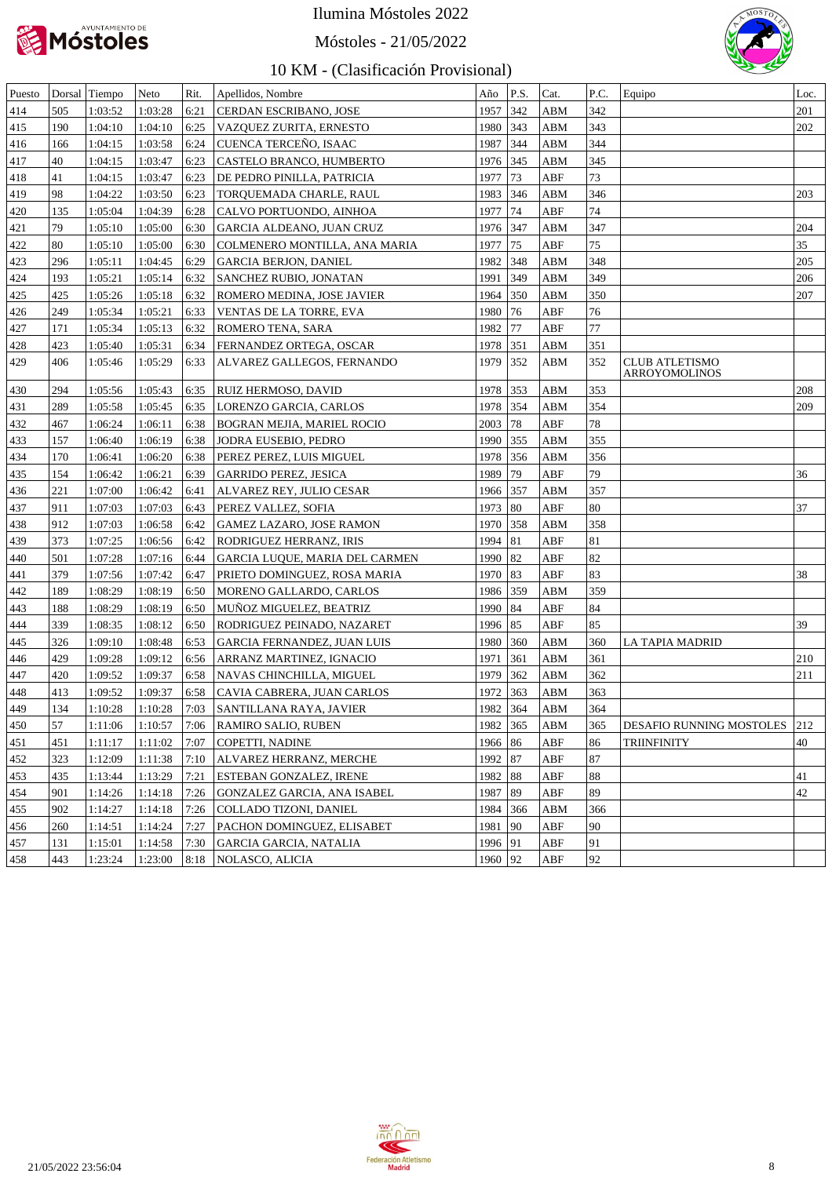# Ilumina Móstoles 2022

Móstoles - 21/05/2022

## 10 KM - (Clasificación Provisional)

| Puesto | Dorsal | Tiempo | Neto | Rit. | Apellidos, Nombre | Año | P.S. | Cat. | P.C. | Equipo | Loc. |
|---|---|---|---|---|---|---|---|---|---|---|---|
| 414 | 505 | 1:03:52 | 1:03:28 | 6:21 | CERDAN ESCRIBANO, JOSE | 1957 | 342 | ABM | 342 | | 201 |
| 415 | 190 | 1:04:10 | 1:04:10 | 6:25 | VAZQUEZ ZURITA, ERNESTO | 1980 | 343 | ABM | 343 | | 202 |
| 416 | 166 | 1:04:15 | 1:03:58 | 6:24 | CUENCA TERCEÑO, ISAAC | 1987 | 344 | ABM | 344 | | |
| 417 | 40 | 1:04:15 | 1:03:47 | 6:23 | CASTELO BRANCO, HUMBERTO | 1976 | 345 | ABM | 345 | | |
| 418 | 41 | 1:04:15 | 1:03:47 | 6:23 | DE PEDRO PINILLA, PATRICIA | 1977 | 73 | ABF | 73 | | |
| 419 | 98 | 1:04:22 | 1:03:50 | 6:23 | TORQUEMADA CHARLE, RAUL | 1983 | 346 | ABM | 346 | | 203 |
| 420 | 135 | 1:05:04 | 1:04:39 | 6:28 | CALVO PORTUONDO, AINHOA | 1977 | 74 | ABF | 74 | | |
| 421 | 79 | 1:05:10 | 1:05:00 | 6:30 | GARCIA ALDEANO, JUAN CRUZ | 1976 | 347 | ABM | 347 | | 204 |
| 422 | 80 | 1:05:10 | 1:05:00 | 6:30 | COLMENERO MONTILLA, ANA MARIA | 1977 | 75 | ABF | 75 | | 35 |
| 423 | 296 | 1:05:11 | 1:04:45 | 6:29 | GARCIA BERJON, DANIEL | 1982 | 348 | ABM | 348 | | 205 |
| 424 | 193 | 1:05:21 | 1:05:14 | 6:32 | SANCHEZ RUBIO, JONATAN | 1991 | 349 | ABM | 349 | | 206 |
| 425 | 425 | 1:05:26 | 1:05:18 | 6:32 | ROMERO MEDINA, JOSE JAVIER | 1964 | 350 | ABM | 350 | | 207 |
| 426 | 249 | 1:05:34 | 1:05:21 | 6:33 | VENTAS DE LA TORRE, EVA | 1980 | 76 | ABF | 76 | | |
| 427 | 171 | 1:05:34 | 1:05:13 | 6:32 | ROMERO TENA, SARA | 1982 | 77 | ABF | 77 | | |
| 428 | 423 | 1:05:40 | 1:05:31 | 6:34 | FERNANDEZ ORTEGA, OSCAR | 1978 | 351 | ABM | 351 | | |
| 429 | 406 | 1:05:46 | 1:05:29 | 6:33 | ALVAREZ GALLEGOS, FERNANDO | 1979 | 352 | ABM | 352 | CLUB ATLETISMO ARROYOMOLINOS | |
| 430 | 294 | 1:05:56 | 1:05:43 | 6:35 | RUIZ HERMOSO, DAVID | 1978 | 353 | ABM | 353 | | 208 |
| 431 | 289 | 1:05:58 | 1:05:45 | 6:35 | LORENZO GARCIA, CARLOS | 1978 | 354 | ABM | 354 | | 209 |
| 432 | 467 | 1:06:24 | 1:06:11 | 6:38 | BOGRAN MEJIA, MARIEL ROCIO | 2003 | 78 | ABF | 78 | | |
| 433 | 157 | 1:06:40 | 1:06:19 | 6:38 | JODRA EUSEBIO, PEDRO | 1990 | 355 | ABM | 355 | | |
| 434 | 170 | 1:06:41 | 1:06:20 | 6:38 | PEREZ PEREZ, LUIS MIGUEL | 1978 | 356 | ABM | 356 | | |
| 435 | 154 | 1:06:42 | 1:06:21 | 6:39 | GARRIDO PEREZ, JESICA | 1989 | 79 | ABF | 79 | | 36 |
| 436 | 221 | 1:07:00 | 1:06:42 | 6:41 | ALVAREZ REY, JULIO CESAR | 1966 | 357 | ABM | 357 | | |
| 437 | 911 | 1:07:03 | 1:07:03 | 6:43 | PEREZ VALLEZ, SOFIA | 1973 | 80 | ABF | 80 | | 37 |
| 438 | 912 | 1:07:03 | 1:06:58 | 6:42 | GAMEZ LAZARO, JOSE RAMON | 1970 | 358 | ABM | 358 | | |
| 439 | 373 | 1:07:25 | 1:06:56 | 6:42 | RODRIGUEZ HERRANZ, IRIS | 1994 | 81 | ABF | 81 | | |
| 440 | 501 | 1:07:28 | 1:07:16 | 6:44 | GARCIA LUQUE, MARIA DEL CARMEN | 1990 | 82 | ABF | 82 | | |
| 441 | 379 | 1:07:56 | 1:07:42 | 6:47 | PRIETO DOMINGUEZ, ROSA MARIA | 1970 | 83 | ABF | 83 | | 38 |
| 442 | 189 | 1:08:29 | 1:08:19 | 6:50 | MORENO GALLARDO, CARLOS | 1986 | 359 | ABM | 359 | | |
| 443 | 188 | 1:08:29 | 1:08:19 | 6:50 | MUÑOZ MIGUELEZ, BEATRIZ | 1990 | 84 | ABF | 84 | | |
| 444 | 339 | 1:08:35 | 1:08:12 | 6:50 | RODRIGUEZ PEINADO, NAZARET | 1996 | 85 | ABF | 85 | | 39 |
| 445 | 326 | 1:09:10 | 1:08:48 | 6:53 | GARCIA FERNANDEZ, JUAN LUIS | 1980 | 360 | ABM | 360 | LA TAPIA MADRID | |
| 446 | 429 | 1:09:28 | 1:09:12 | 6:56 | ARRANZ MARTINEZ, IGNACIO | 1971 | 361 | ABM | 361 | | 210 |
| 447 | 420 | 1:09:52 | 1:09:37 | 6:58 | NAVAS CHINCHILLA, MIGUEL | 1979 | 362 | ABM | 362 | | 211 |
| 448 | 413 | 1:09:52 | 1:09:37 | 6:58 | CAVIA CABRERA, JUAN CARLOS | 1972 | 363 | ABM | 363 | | |
| 449 | 134 | 1:10:28 | 1:10:28 | 7:03 | SANTILLANA RAYA, JAVIER | 1982 | 364 | ABM | 364 | | |
| 450 | 57 | 1:11:06 | 1:10:57 | 7:06 | RAMIRO SALIO, RUBEN | 1982 | 365 | ABM | 365 | DESAFIO RUNNING MOSTOLES | 212 |
| 451 | 451 | 1:11:17 | 1:11:02 | 7:07 | COPETTI, NADINE | 1966 | 86 | ABF | 86 | TRIINFINITY | 40 |
| 452 | 323 | 1:12:09 | 1:11:38 | 7:10 | ALVAREZ HERRANZ, MERCHE | 1992 | 87 | ABF | 87 | | |
| 453 | 435 | 1:13:44 | 1:13:29 | 7:21 | ESTEBAN GONZALEZ, IRENE | 1982 | 88 | ABF | 88 | | 41 |
| 454 | 901 | 1:14:26 | 1:14:18 | 7:26 | GONZALEZ GARCIA, ANA ISABEL | 1987 | 89 | ABF | 89 | | 42 |
| 455 | 902 | 1:14:27 | 1:14:18 | 7:26 | COLLADO TIZONI, DANIEL | 1984 | 366 | ABM | 366 | | |
| 456 | 260 | 1:14:51 | 1:14:24 | 7:27 | PACHON DOMINGUEZ, ELISABET | 1981 | 90 | ABF | 90 | | |
| 457 | 131 | 1:15:01 | 1:14:58 | 7:30 | GARCIA GARCIA, NATALIA | 1996 | 91 | ABF | 91 | | |
| 458 | 443 | 1:23:24 | 1:23:00 | 8:18 | NOLASCO, ALICIA | 1960 | 92 | ABF | 92 | | |

21/05/2022 23:56:04